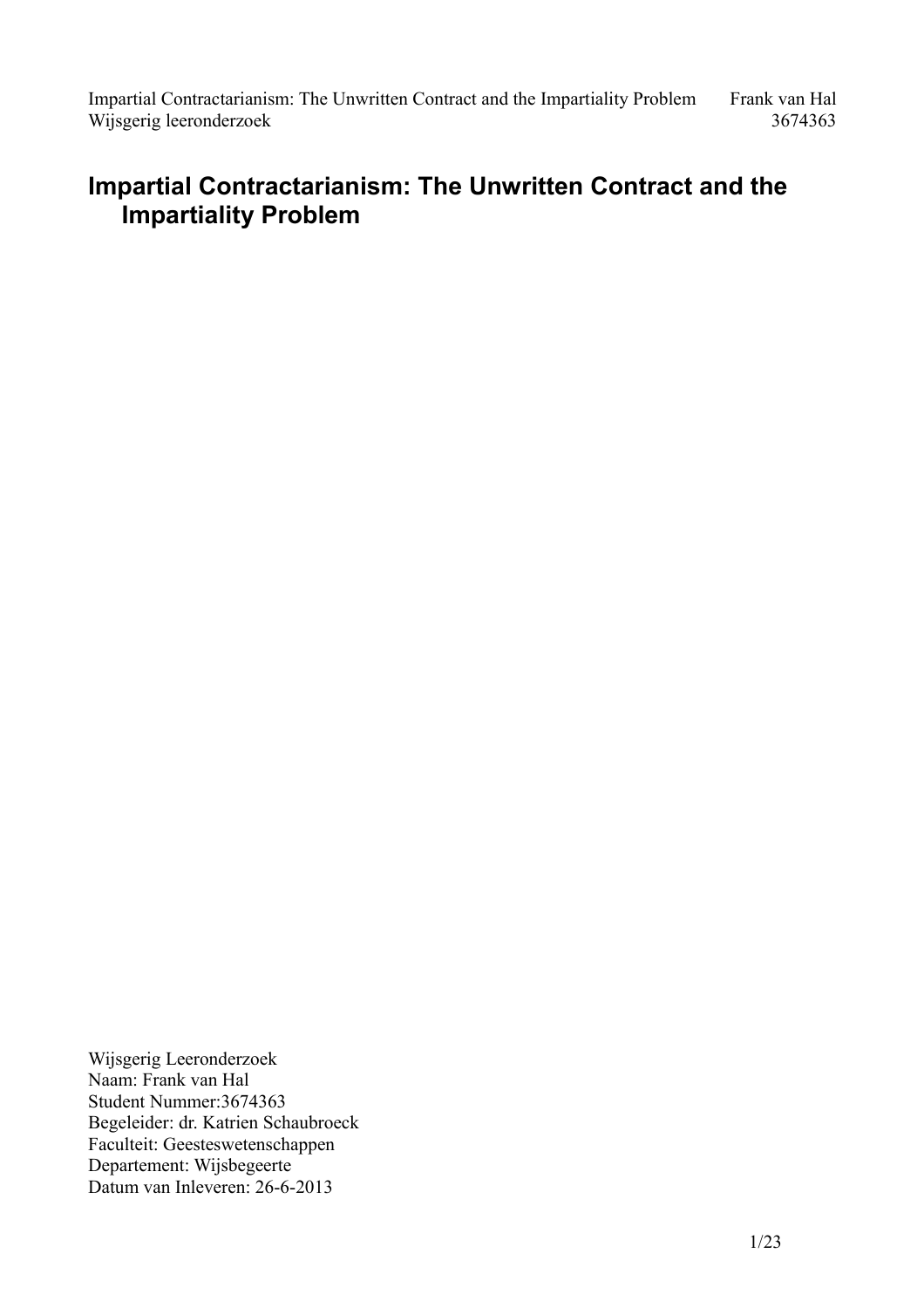# Impartial Contractarianism: The Unwritten Contract and the Impartiality Problem

Wijsgerig Leeronderzoek
Naam: Frank van Hal
Student Nummer:3674363
Begeleider: dr. Katrien Schaubroeck
Faculteit: Geesteswetenschappen
Departement: Wijsbegeerte
Datum van Inleveren: 26-6-2013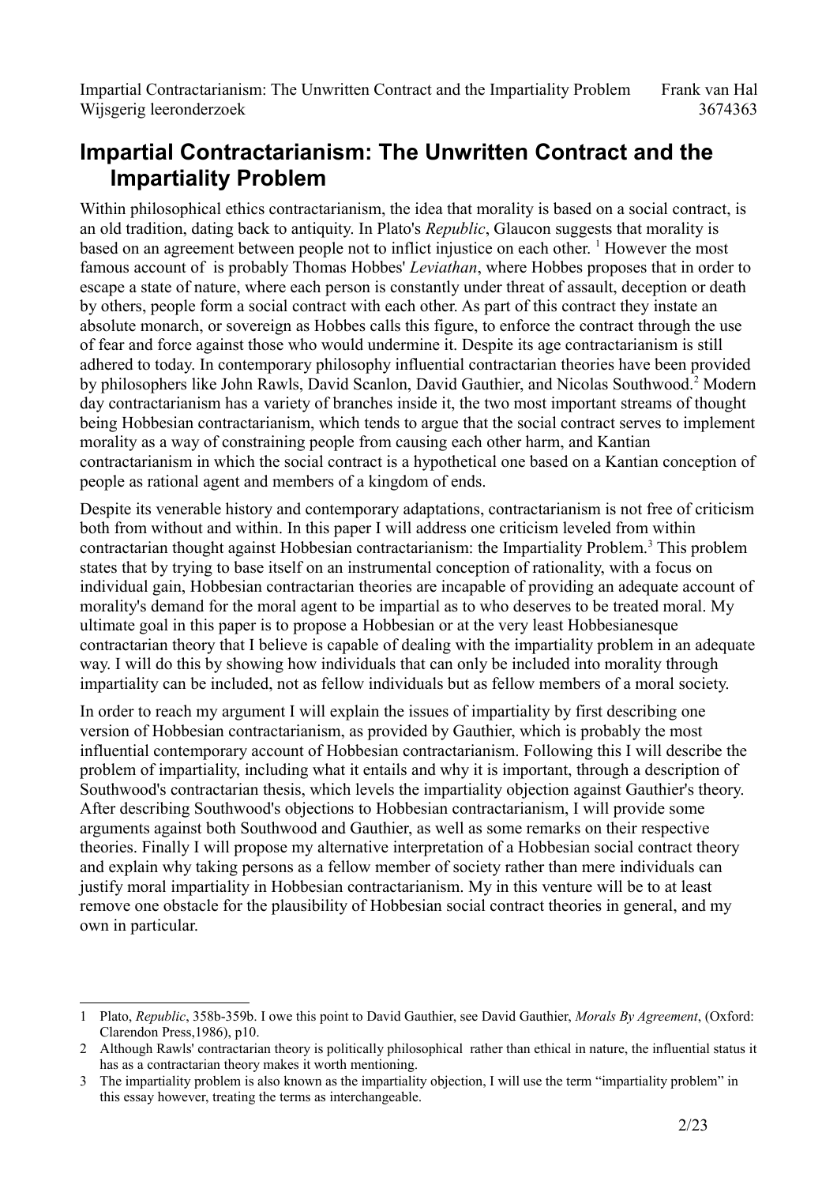# Impartial Contractarianism: The Unwritten Contract and the Impartiality Problem

Within philosophical ethics contractarianism, the idea that morality is based on a social contract, is an old tradition, dating back to antiquity. In Plato's *Republic*, Glaucon suggests that morality is based on an agreement between people not to inflict injustice on each other. [1] However the most famous account of  is probably Thomas Hobbes' *Leviathan*, where Hobbes proposes that in order to escape a state of nature, where each person is constantly under threat of assault, deception or death by others, people form a social contract with each other. As part of this contract they instate an absolute monarch, or sovereign as Hobbes calls this figure, to enforce the contract through the use of fear and force against those who would undermine it. Despite its age contractarianism is still adhered to today. In contemporary philosophy influential contractarian theories have been provided by philosophers like John Rawls, David Scanlon, David Gauthier, and Nicolas Southwood.[2] Modern day contractarianism has a variety of branches inside it, the two most important streams of thought being Hobbesian contractarianism, which tends to argue that the social contract serves to implement morality as a way of constraining people from causing each other harm, and Kantian contractarianism in which the social contract is a hypothetical one based on a Kantian conception of people as rational agent and members of a kingdom of ends.

Despite its venerable history and contemporary adaptations, contractarianism is not free of criticism both from without and within. In this paper I will address one criticism leveled from within contractarian thought against Hobbesian contractarianism: the Impartiality Problem.[3] This problem states that by trying to base itself on an instrumental conception of rationality, with a focus on individual gain, Hobbesian contractarian theories are incapable of providing an adequate account of morality's demand for the moral agent to be impartial as to who deserves to be treated moral. My ultimate goal in this paper is to propose a Hobbesian or at the very least Hobbesianesque contractarian theory that I believe is capable of dealing with the impartiality problem in an adequate way. I will do this by showing how individuals that can only be included into morality through impartiality can be included, not as fellow individuals but as fellow members of a moral society.

In order to reach my argument I will explain the issues of impartiality by first describing one version of Hobbesian contractarianism, as provided by Gauthier, which is probably the most influential contemporary account of Hobbesian contractarianism. Following this I will describe the problem of impartiality, including what it entails and why it is important, through a description of Southwood's contractarian thesis, which levels the impartiality objection against Gauthier's theory. After describing Southwood's objections to Hobbesian contractarianism, I will provide some arguments against both Southwood and Gauthier, as well as some remarks on their respective theories. Finally I will propose my alternative interpretation of a Hobbesian social contract theory and explain why taking persons as a fellow member of society rather than mere individuals can justify moral impartiality in Hobbesian contractarianism. My in this venture will be to at least remove one obstacle for the plausibility of Hobbesian social contract theories in general, and my own in particular.

---

1 Plato, *Republic*, 358b-359b. I owe this point to David Gauthier, see David Gauthier, *Morals By Agreement*, (Oxford: Clarendon Press,1986), p10.

2 Although Rawls' contractarian theory is politically philosophical  rather than ethical in nature, the influential status it has as a contractarian theory makes it worth mentioning.

3 The impartiality problem is also known as the impartiality objection, I will use the term "impartiality problem" in this essay however, treating the terms as interchangeable.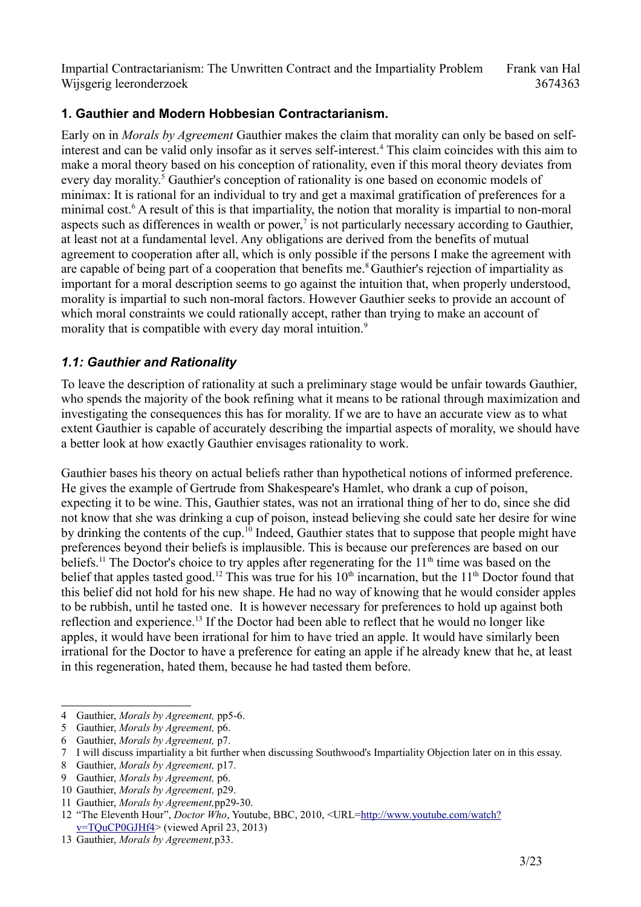## 1. Gauthier and Modern Hobbesian Contractarianism.

Early on in *Morals by Agreement* Gauthier makes the claim that morality can only be based on self-interest and can be valid only insofar as it serves self-interest.[4] This claim coincides with this aim to make a moral theory based on his conception of rationality, even if this moral theory deviates from every day morality.[5] Gauthier's conception of rationality is one based on economic models of minimax: It is rational for an individual to try and get a maximal gratification of preferences for a minimal cost.[6] A result of this is that impartiality, the notion that morality is impartial to non-moral aspects such as differences in wealth or power,[7] is not particularly necessary according to Gauthier, at least not at a fundamental level. Any obligations are derived from the benefits of mutual agreement to cooperation after all, which is only possible if the persons I make the agreement with are capable of being part of a cooperation that benefits me.[8] Gauthier's rejection of impartiality as important for a moral description seems to go against the intuition that, when properly understood, morality is impartial to such non-moral factors. However Gauthier seeks to provide an account of which moral constraints we could rationally accept, rather than trying to make an account of morality that is compatible with every day moral intuition.[9]

### *1.1: Gauthier and Rationality*

To leave the description of rationality at such a preliminary stage would be unfair towards Gauthier, who spends the majority of the book refining what it means to be rational through maximization and investigating the consequences this has for morality. If we are to have an accurate view as to what extent Gauthier is capable of accurately describing the impartial aspects of morality, we should have a better look at how exactly Gauthier envisages rationality to work.

Gauthier bases his theory on actual beliefs rather than hypothetical notions of informed preference. He gives the example of Gertrude from Shakespeare's Hamlet, who drank a cup of poison, expecting it to be wine. This, Gauthier states, was not an irrational thing of her to do, since she did not know that she was drinking a cup of poison, instead believing she could sate her desire for wine by drinking the contents of the cup.[10] Indeed, Gauthier states that to suppose that people might have preferences beyond their beliefs is implausible. This is because our preferences are based on our beliefs.[11] The Doctor's choice to try apples after regenerating for the 11th time was based on the belief that apples tasted good.[12] This was true for his 10th incarnation, but the 11th Doctor found that this belief did not hold for his new shape. He had no way of knowing that he would consider apples to be rubbish, until he tasted one. It is however necessary for preferences to hold up against both reflection and experience.[13] If the Doctor had been able to reflect that he would no longer like apples, it would have been irrational for him to have tried an apple. It would have similarly been irrational for the Doctor to have a preference for eating an apple if he already knew that he, at least in this regeneration, hated them, because he had tasted them before.

---

4 Gauthier, *Morals by Agreement,* pp5-6.
5 Gauthier, *Morals by Agreement,* p6.
6 Gauthier, *Morals by Agreement,* p7.
7 I will discuss impartiality a bit further when discussing Southwood's Impartiality Objection later on in this essay.
8 Gauthier, *Morals by Agreement,* p17.
9 Gauthier, *Morals by Agreement,* p6.
10 Gauthier, *Morals by Agreement,* p29.
11 Gauthier, *Morals by Agreement,*pp29-30.
12 "The Eleventh Hour", *Doctor Who*, Youtube, BBC, 2010, <URL=http://www.youtube.com/watch?v=TQuCP0GJHf4> (viewed April 23, 2013)
13 Gauthier, *Morals by Agreement,*p33.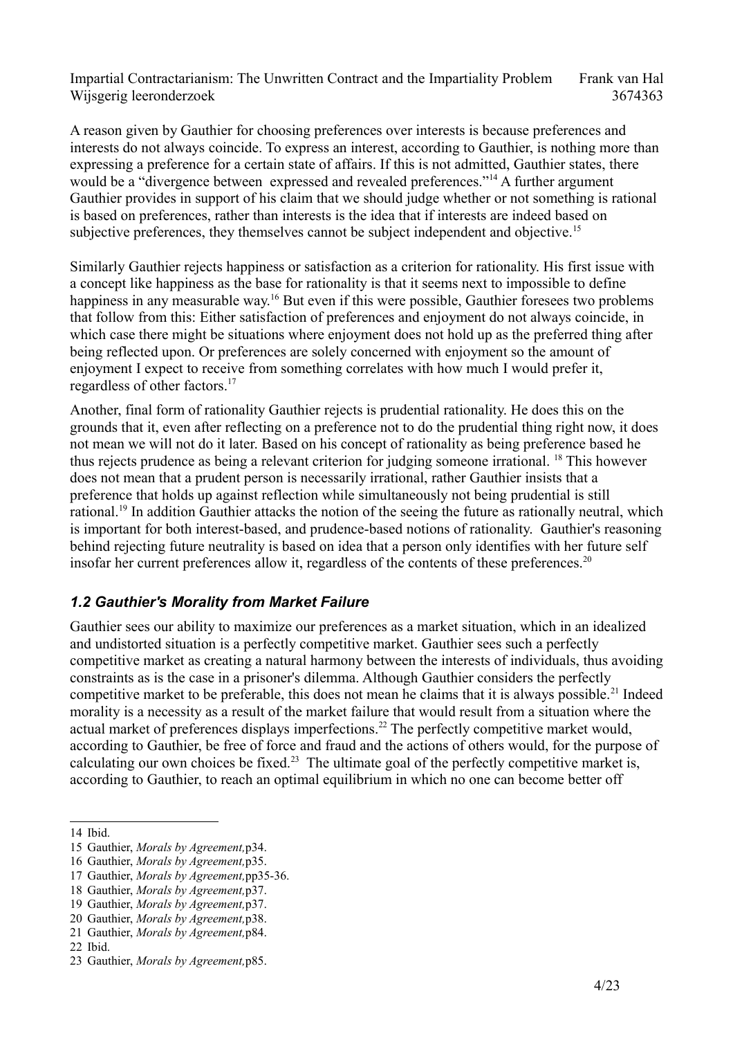A reason given by Gauthier for choosing preferences over interests is because preferences and interests do not always coincide. To express an interest, according to Gauthier, is nothing more than expressing a preference for a certain state of affairs. If this is not admitted, Gauthier states, there would be a "divergence between expressed and revealed preferences."[14] A further argument Gauthier provides in support of his claim that we should judge whether or not something is rational is based on preferences, rather than interests is the idea that if interests are indeed based on subjective preferences, they themselves cannot be subject independent and objective.[15]

Similarly Gauthier rejects happiness or satisfaction as a criterion for rationality. His first issue with a concept like happiness as the base for rationality is that it seems next to impossible to define happiness in any measurable way.[16] But even if this were possible, Gauthier foresees two problems that follow from this: Either satisfaction of preferences and enjoyment do not always coincide, in which case there might be situations where enjoyment does not hold up as the preferred thing after being reflected upon. Or preferences are solely concerned with enjoyment so the amount of enjoyment I expect to receive from something correlates with how much I would prefer it, regardless of other factors.[17]

Another, final form of rationality Gauthier rejects is prudential rationality. He does this on the grounds that it, even after reflecting on a preference not to do the prudential thing right now, it does not mean we will not do it later. Based on his concept of rationality as being preference based he thus rejects prudence as being a relevant criterion for judging someone irrational. [18] This however does not mean that a prudent person is necessarily irrational, rather Gauthier insists that a preference that holds up against reflection while simultaneously not being prudential is still rational.[19] In addition Gauthier attacks the notion of the seeing the future as rationally neutral, which is important for both interest-based, and prudence-based notions of rationality. Gauthier's reasoning behind rejecting future neutrality is based on idea that a person only identifies with her future self insofar her current preferences allow it, regardless of the contents of these preferences.[20]

### *1.2 Gauthier's Morality from Market Failure*

Gauthier sees our ability to maximize our preferences as a market situation, which in an idealized and undistorted situation is a perfectly competitive market. Gauthier sees such a perfectly competitive market as creating a natural harmony between the interests of individuals, thus avoiding constraints as is the case in a prisoner's dilemma. Although Gauthier considers the perfectly competitive market to be preferable, this does not mean he claims that it is always possible.[21] Indeed morality is a necessity as a result of the market failure that would result from a situation where the actual market of preferences displays imperfections.[22] The perfectly competitive market would, according to Gauthier, be free of force and fraud and the actions of others would, for the purpose of calculating our own choices be fixed.[23] The ultimate goal of the perfectly competitive market is, according to Gauthier, to reach an optimal equilibrium in which no one can become better off

---

14 Ibid.

15 Gauthier, *Morals by Agreement,*p34.

16 Gauthier, *Morals by Agreement,*p35.

17 Gauthier, *Morals by Agreement,*pp35-36.

18 Gauthier, *Morals by Agreement,*p37.

19 Gauthier, *Morals by Agreement,*p37.

20 Gauthier, *Morals by Agreement,*p38.

21 Gauthier, *Morals by Agreement,*p84.

22 Ibid.

23 Gauthier, *Morals by Agreement,*p85.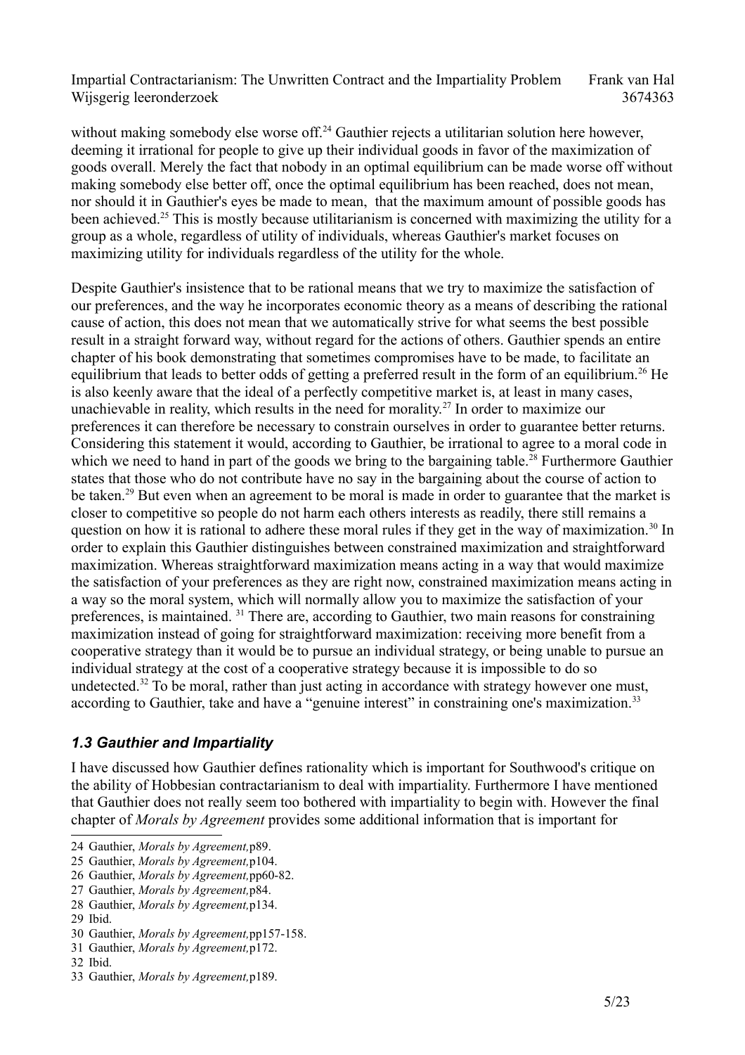without making somebody else worse off.[24] Gauthier rejects a utilitarian solution here however, deeming it irrational for people to give up their individual goods in favor of the maximization of goods overall. Merely the fact that nobody in an optimal equilibrium can be made worse off without making somebody else better off, once the optimal equilibrium has been reached, does not mean, nor should it in Gauthier's eyes be made to mean, that the maximum amount of possible goods has been achieved.[25] This is mostly because utilitarianism is concerned with maximizing the utility for a group as a whole, regardless of utility of individuals, whereas Gauthier's market focuses on maximizing utility for individuals regardless of the utility for the whole.

Despite Gauthier's insistence that to be rational means that we try to maximize the satisfaction of our preferences, and the way he incorporates economic theory as a means of describing the rational cause of action, this does not mean that we automatically strive for what seems the best possible result in a straight forward way, without regard for the actions of others. Gauthier spends an entire chapter of his book demonstrating that sometimes compromises have to be made, to facilitate an equilibrium that leads to better odds of getting a preferred result in the form of an equilibrium.[26] He is also keenly aware that the ideal of a perfectly competitive market is, at least in many cases, unachievable in reality, which results in the need for morality.[27] In order to maximize our preferences it can therefore be necessary to constrain ourselves in order to guarantee better returns. Considering this statement it would, according to Gauthier, be irrational to agree to a moral code in which we need to hand in part of the goods we bring to the bargaining table.[28] Furthermore Gauthier states that those who do not contribute have no say in the bargaining about the course of action to be taken.[29] But even when an agreement to be moral is made in order to guarantee that the market is closer to competitive so people do not harm each others interests as readily, there still remains a question on how it is rational to adhere these moral rules if they get in the way of maximization.[30] In order to explain this Gauthier distinguishes between constrained maximization and straightforward maximization. Whereas straightforward maximization means acting in a way that would maximize the satisfaction of your preferences as they are right now, constrained maximization means acting in a way so the moral system, which will normally allow you to maximize the satisfaction of your preferences, is maintained. [31] There are, according to Gauthier, two main reasons for constraining maximization instead of going for straightforward maximization: receiving more benefit from a cooperative strategy than it would be to pursue an individual strategy, or being unable to pursue an individual strategy at the cost of a cooperative strategy because it is impossible to do so undetected.[32] To be moral, rather than just acting in accordance with strategy however one must, according to Gauthier, take and have a "genuine interest" in constraining one's maximization.[33]

### *1.3 Gauthier and Impartiality*

I have discussed how Gauthier defines rationality which is important for Southwood's critique on the ability of Hobbesian contractarianism to deal with impartiality. Furthermore I have mentioned that Gauthier does not really seem too bothered with impartiality to begin with. However the final chapter of *Morals by Agreement* provides some additional information that is important for

---

24 Gauthier, *Morals by Agreement,*p89.
25 Gauthier, *Morals by Agreement,*p104.
26 Gauthier, *Morals by Agreement,*pp60-82.
27 Gauthier, *Morals by Agreement,*p84.
28 Gauthier, *Morals by Agreement,*p134.
29 Ibid.
30 Gauthier, *Morals by Agreement,*pp157-158.
31 Gauthier, *Morals by Agreement,*p172.
32 Ibid.
33 Gauthier, *Morals by Agreement,*p189.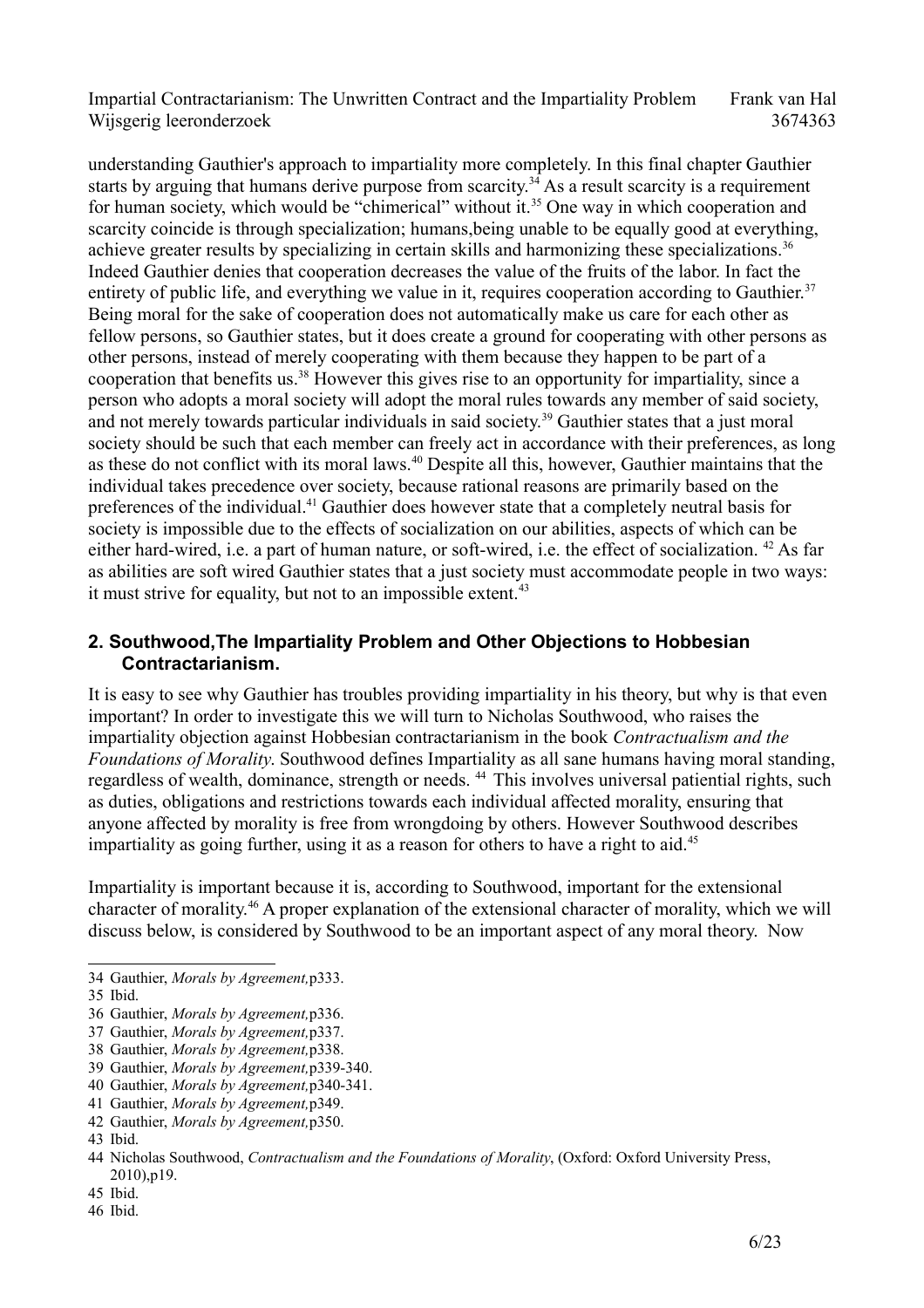understanding Gauthier's approach to impartiality more completely. In this final chapter Gauthier starts by arguing that humans derive purpose from scarcity.[34] As a result scarcity is a requirement for human society, which would be "chimerical" without it.[35] One way in which cooperation and scarcity coincide is through specialization; humans,being unable to be equally good at everything, achieve greater results by specializing in certain skills and harmonizing these specializations.[36] Indeed Gauthier denies that cooperation decreases the value of the fruits of the labor. In fact the entirety of public life, and everything we value in it, requires cooperation according to Gauthier.[37] Being moral for the sake of cooperation does not automatically make us care for each other as fellow persons, so Gauthier states, but it does create a ground for cooperating with other persons as other persons, instead of merely cooperating with them because they happen to be part of a cooperation that benefits us.[38] However this gives rise to an opportunity for impartiality, since a person who adopts a moral society will adopt the moral rules towards any member of said society, and not merely towards particular individuals in said society.[39] Gauthier states that a just moral society should be such that each member can freely act in accordance with their preferences, as long as these do not conflict with its moral laws.[40] Despite all this, however, Gauthier maintains that the individual takes precedence over society, because rational reasons are primarily based on the preferences of the individual.[41] Gauthier does however state that a completely neutral basis for society is impossible due to the effects of socialization on our abilities, aspects of which can be either hard-wired, i.e. a part of human nature, or soft-wired, i.e. the effect of socialization. [42] As far as abilities are soft wired Gauthier states that a just society must accommodate people in two ways: it must strive for equality, but not to an impossible extent.[43]

## 2. Southwood,The Impartiality Problem and Other Objections to Hobbesian Contractarianism.

It is easy to see why Gauthier has troubles providing impartiality in his theory, but why is that even important? In order to investigate this we will turn to Nicholas Southwood, who raises the impartiality objection against Hobbesian contractarianism in the book *Contractualism and the Foundations of Morality*. Southwood defines Impartiality as all sane humans having moral standing, regardless of wealth, dominance, strength or needs. [44] This involves universal patiential rights, such as duties, obligations and restrictions towards each individual affected morality, ensuring that anyone affected by morality is free from wrongdoing by others. However Southwood describes impartiality as going further, using it as a reason for others to have a right to aid.[45]

Impartiality is important because it is, according to Southwood, important for the extensional character of morality.[46] A proper explanation of the extensional character of morality, which we will discuss below, is considered by Southwood to be an important aspect of any moral theory. Now

---

34 Gauthier, *Morals by Agreement,*p333.

35 Ibid.

36 Gauthier, *Morals by Agreement,*p336.

37 Gauthier, *Morals by Agreement,*p337.

38 Gauthier, *Morals by Agreement,*p338.

39 Gauthier, *Morals by Agreement,*p339-340.

40 Gauthier, *Morals by Agreement,*p340-341.

41 Gauthier, *Morals by Agreement,*p349.

42 Gauthier, *Morals by Agreement,*p350.

43 Ibid.

44 Nicholas Southwood, *Contractualism and the Foundations of Morality*, (Oxford: Oxford University Press, 2010),p19.

45 Ibid.

46 Ibid.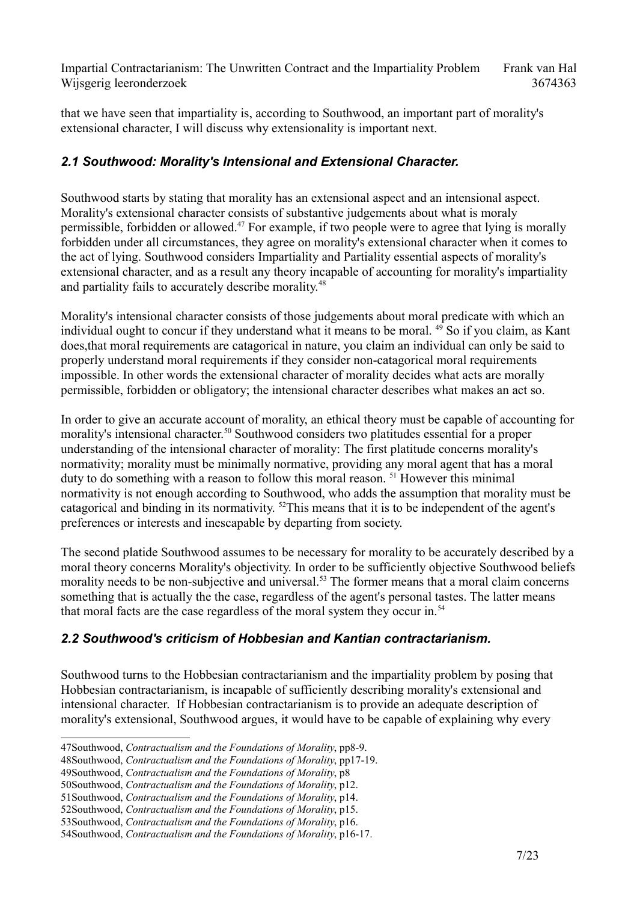that we have seen that impartiality is, according to Southwood, an important part of morality's extensional character, I will discuss why extensionality is important next.

## *2.1 Southwood: Morality's Intensional and Extensional Character.*

Southwood starts by stating that morality has an extensional aspect and an intensional aspect. Morality's extensional character consists of substantive judgements about what is moraly permissible, forbidden or allowed.[47] For example, if two people were to agree that lying is morally forbidden under all circumstances, they agree on morality's extensional character when it comes to the act of lying. Southwood considers Impartiality and Partiality essential aspects of morality's extensional character, and as a result any theory incapable of accounting for morality's impartiality and partiality fails to accurately describe morality.[48]

Morality's intensional character consists of those judgements about moral predicate with which an individual ought to concur if they understand what it means to be moral. [49] So if you claim, as Kant does,that moral requirements are catagorical in nature, you claim an individual can only be said to properly understand moral requirements if they consider non-catagorical moral requirements impossible. In other words the extensional character of morality decides what acts are morally permissible, forbidden or obligatory; the intensional character describes what makes an act so.

In order to give an accurate account of morality, an ethical theory must be capable of accounting for morality's intensional character.[50] Southwood considers two platitudes essential for a proper understanding of the intensional character of morality: The first platitude concerns morality's normativity; morality must be minimally normative, providing any moral agent that has a moral duty to do something with a reason to follow this moral reason. [51] However this minimal normativity is not enough according to Southwood, who adds the assumption that morality must be catagorical and binding in its normativity. [52]This means that it is to be independent of the agent's preferences or interests and inescapable by departing from society.

The second platide Southwood assumes to be necessary for morality to be accurately described by a moral theory concerns Morality's objectivity. In order to be sufficiently objective Southwood beliefs morality needs to be non-subjective and universal.[53] The former means that a moral claim concerns something that is actually the the case, regardless of the agent's personal tastes. The latter means that moral facts are the case regardless of the moral system they occur in.[54]

## *2.2 Southwood's criticism of Hobbesian and Kantian contractarianism.*

Southwood turns to the Hobbesian contractarianism and the impartiality problem by posing that Hobbesian contractarianism, is incapable of sufficiently describing morality's extensional and intensional character. If Hobbesian contractarianism is to provide an adequate description of morality's extensional, Southwood argues, it would have to be capable of explaining why every

---

47Southwood, *Contractualism and the Foundations of Morality*, pp8-9.
48Southwood, *Contractualism and the Foundations of Morality*, pp17-19.
49Southwood, *Contractualism and the Foundations of Morality*, p8
50Southwood, *Contractualism and the Foundations of Morality*, p12.
51Southwood, *Contractualism and the Foundations of Morality*, p14.
52Southwood, *Contractualism and the Foundations of Morality*, p15.
53Southwood, *Contractualism and the Foundations of Morality*, p16.
54Southwood, *Contractualism and the Foundations of Morality*, p16-17.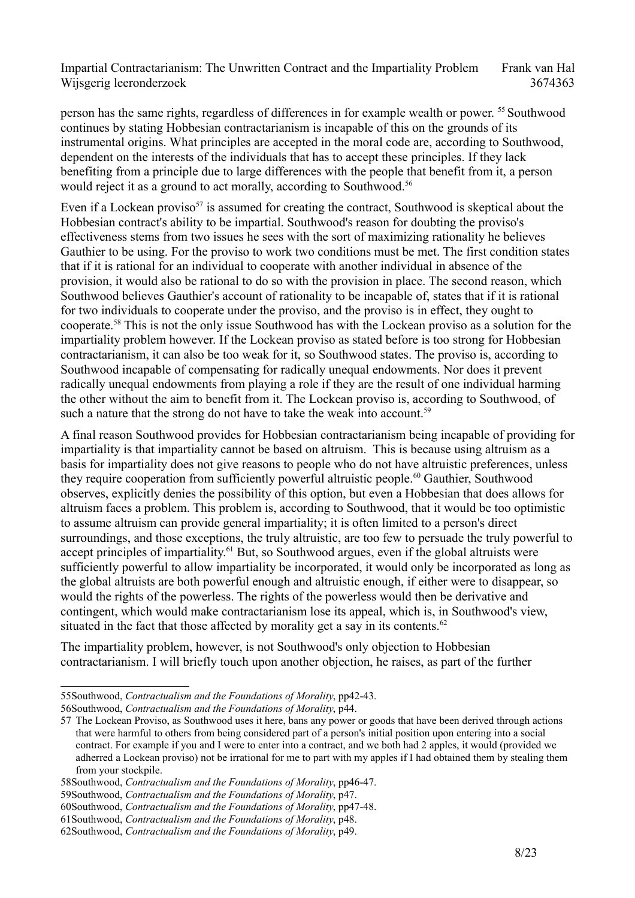person has the same rights, regardless of differences in for example wealth or power. [55] Southwood continues by stating Hobbesian contractarianism is incapable of this on the grounds of its instrumental origins. What principles are accepted in the moral code are, according to Southwood, dependent on the interests of the individuals that has to accept these principles. If they lack benefiting from a principle due to large differences with the people that benefit from it, a person would reject it as a ground to act morally, according to Southwood.[56]

Even if a Lockean proviso[57] is assumed for creating the contract, Southwood is skeptical about the Hobbesian contract's ability to be impartial. Southwood's reason for doubting the proviso's effectiveness stems from two issues he sees with the sort of maximizing rationality he believes Gauthier to be using. For the proviso to work two conditions must be met. The first condition states that if it is rational for an individual to cooperate with another individual in absence of the provision, it would also be rational to do so with the provision in place. The second reason, which Southwood believes Gauthier's account of rationality to be incapable of, states that if it is rational for two individuals to cooperate under the proviso, and the proviso is in effect, they ought to cooperate.[58] This is not the only issue Southwood has with the Lockean proviso as a solution for the impartiality problem however. If the Lockean proviso as stated before is too strong for Hobbesian contractarianism, it can also be too weak for it, so Southwood states. The proviso is, according to Southwood incapable of compensating for radically unequal endowments. Nor does it prevent radically unequal endowments from playing a role if they are the result of one individual harming the other without the aim to benefit from it. The Lockean proviso is, according to Southwood, of such a nature that the strong do not have to take the weak into account.[59]

A final reason Southwood provides for Hobbesian contractarianism being incapable of providing for impartiality is that impartiality cannot be based on altruism. This is because using altruism as a basis for impartiality does not give reasons to people who do not have altruistic preferences, unless they require cooperation from sufficiently powerful altruistic people.[60] Gauthier, Southwood observes, explicitly denies the possibility of this option, but even a Hobbesian that does allows for altruism faces a problem. This problem is, according to Southwood, that it would be too optimistic to assume altruism can provide general impartiality; it is often limited to a person's direct surroundings, and those exceptions, the truly altruistic, are too few to persuade the truly powerful to accept principles of impartiality.[61] But, so Southwood argues, even if the global altruists were sufficiently powerful to allow impartiality be incorporated, it would only be incorporated as long as the global altruists are both powerful enough and altruistic enough, if either were to disappear, so would the rights of the powerless. The rights of the powerless would then be derivative and contingent, which would make contractarianism lose its appeal, which is, in Southwood's view, situated in the fact that those affected by morality get a say in its contents.[62]

The impartiality problem, however, is not Southwood's only objection to Hobbesian contractarianism. I will briefly touch upon another objection, he raises, as part of the further

---

55 Southwood, *Contractualism and the Foundations of Morality*, pp42-43.

56 Southwood, *Contractualism and the Foundations of Morality*, p44.

57 The Lockean Proviso, as Southwood uses it here, bans any power or goods that have been derived through actions that were harmful to others from being considered part of a person's initial position upon entering into a social contract. For example if you and I were to enter into a contract, and we both had 2 apples, it would (provided we adherred a Lockean proviso) not be irrational for me to part with my apples if I had obtained them by stealing them from your stockpile.

58 Southwood, *Contractualism and the Foundations of Morality*, pp46-47.

59 Southwood, *Contractualism and the Foundations of Morality*, p47.

60 Southwood, *Contractualism and the Foundations of Morality*, pp47-48.

61 Southwood, *Contractualism and the Foundations of Morality*, p48.

62 Southwood, *Contractualism and the Foundations of Morality*, p49.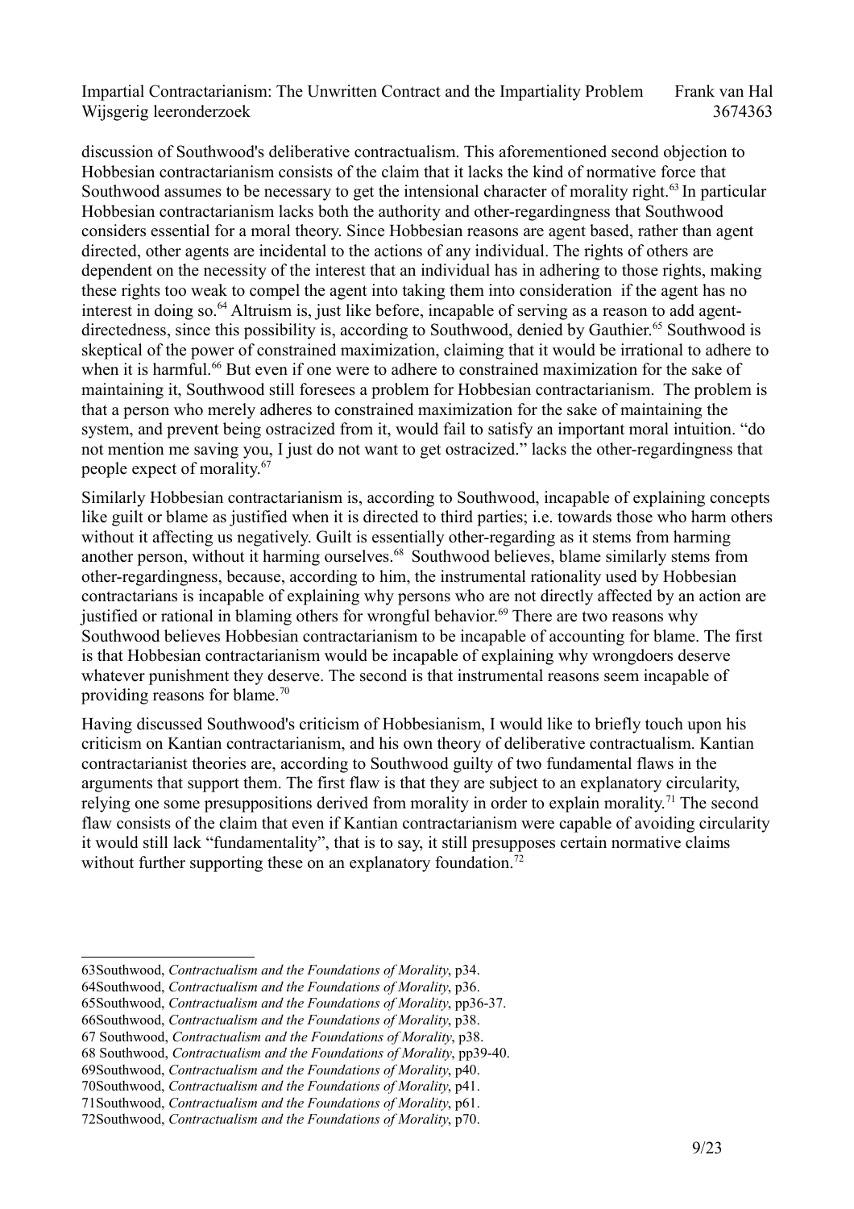discussion of Southwood's deliberative contractualism. This aforementioned second objection to Hobbesian contractarianism consists of the claim that it lacks the kind of normative force that Southwood assumes to be necessary to get the intensional character of morality right.[63] In particular Hobbesian contractarianism lacks both the authority and other-regardingness that Southwood considers essential for a moral theory. Since Hobbesian reasons are agent based, rather than agent directed, other agents are incidental to the actions of any individual. The rights of others are dependent on the necessity of the interest that an individual has in adhering to those rights, making these rights too weak to compel the agent into taking them into consideration if the agent has no interest in doing so.[64] Altruism is, just like before, incapable of serving as a reason to add agent-directedness, since this possibility is, according to Southwood, denied by Gauthier.[65] Southwood is skeptical of the power of constrained maximization, claiming that it would be irrational to adhere to when it is harmful.[66] But even if one were to adhere to constrained maximization for the sake of maintaining it, Southwood still foresees a problem for Hobbesian contractarianism. The problem is that a person who merely adheres to constrained maximization for the sake of maintaining the system, and prevent being ostracized from it, would fail to satisfy an important moral intuition. "do not mention me saving you, I just do not want to get ostracized." lacks the other-regardingness that people expect of morality.[67]

Similarly Hobbesian contractarianism is, according to Southwood, incapable of explaining concepts like guilt or blame as justified when it is directed to third parties; i.e. towards those who harm others without it affecting us negatively. Guilt is essentially other-regarding as it stems from harming another person, without it harming ourselves.[68] Southwood believes, blame similarly stems from other-regardingness, because, according to him, the instrumental rationality used by Hobbesian contractarians is incapable of explaining why persons who are not directly affected by an action are justified or rational in blaming others for wrongful behavior.[69] There are two reasons why Southwood believes Hobbesian contractarianism to be incapable of accounting for blame. The first is that Hobbesian contractarianism would be incapable of explaining why wrongdoers deserve whatever punishment they deserve. The second is that instrumental reasons seem incapable of providing reasons for blame.[70]

Having discussed Southwood's criticism of Hobbesianism, I would like to briefly touch upon his criticism on Kantian contractarianism, and his own theory of deliberative contractualism. Kantian contractarianist theories are, according to Southwood guilty of two fundamental flaws in the arguments that support them. The first flaw is that they are subject to an explanatory circularity, relying one some presuppositions derived from morality in order to explain morality.[71] The second flaw consists of the claim that even if Kantian contractarianism were capable of avoiding circularity it would still lack "fundamentality", that is to say, it still presupposes certain normative claims without further supporting these on an explanatory foundation.[72]

---

63 Southwood, *Contractualism and the Foundations of Morality*, p34.

64 Southwood, *Contractualism and the Foundations of Morality*, p36.

65 Southwood, *Contractualism and the Foundations of Morality*, pp36-37.

66 Southwood, *Contractualism and the Foundations of Morality*, p38.

67 Southwood, *Contractualism and the Foundations of Morality*, p38.

68 Southwood, *Contractualism and the Foundations of Morality*, pp39-40.

69 Southwood, *Contractualism and the Foundations of Morality*, p40.

70 Southwood, *Contractualism and the Foundations of Morality*, p41.

71 Southwood, *Contractualism and the Foundations of Morality*, p61.

72 Southwood, *Contractualism and the Foundations of Morality*, p70.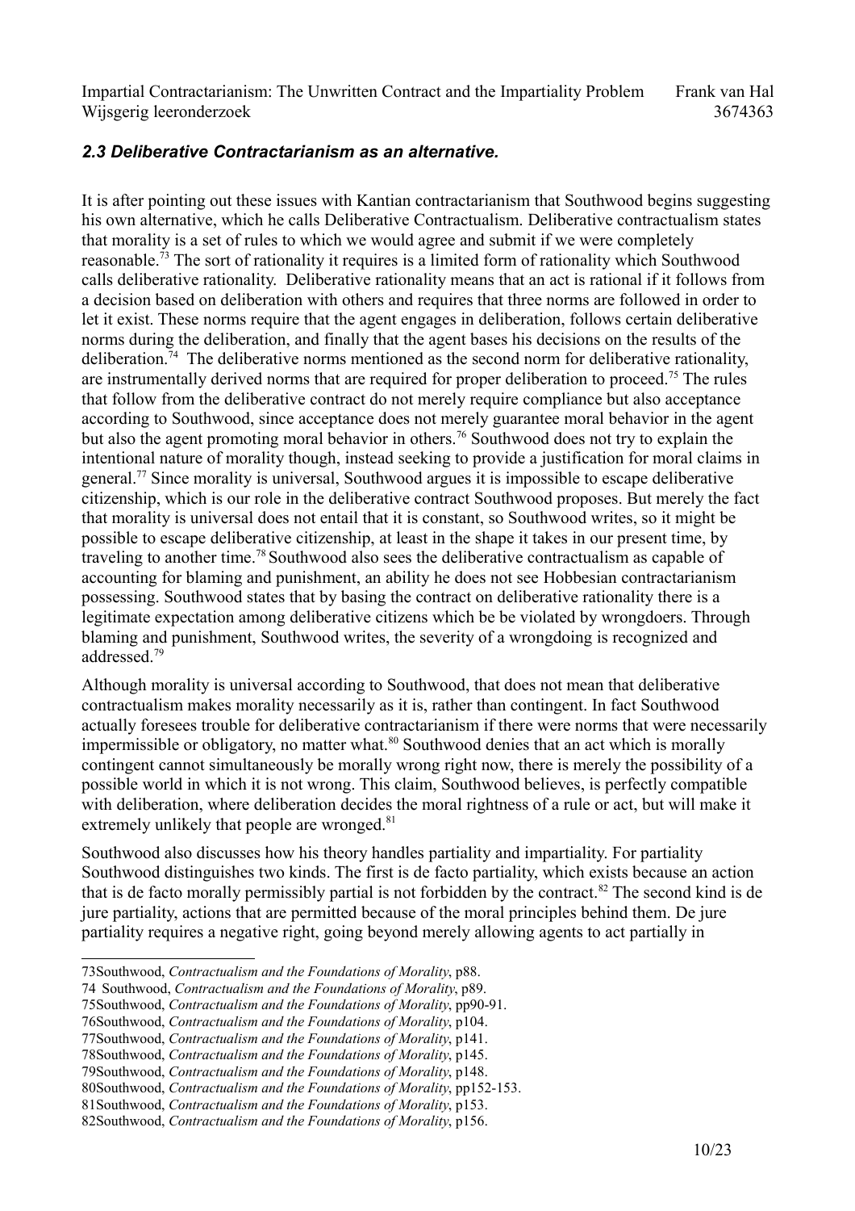### *2.3 Deliberative Contractarianism as an alternative.*

It is after pointing out these issues with Kantian contractarianism that Southwood begins suggesting his own alternative, which he calls Deliberative Contractualism. Deliberative contractualism states that morality is a set of rules to which we would agree and submit if we were completely reasonable.[73] The sort of rationality it requires is a limited form of rationality which Southwood calls deliberative rationality. Deliberative rationality means that an act is rational if it follows from a decision based on deliberation with others and requires that three norms are followed in order to let it exist. These norms require that the agent engages in deliberation, follows certain deliberative norms during the deliberation, and finally that the agent bases his decisions on the results of the deliberation.[74] The deliberative norms mentioned as the second norm for deliberative rationality, are instrumentally derived norms that are required for proper deliberation to proceed.[75] The rules that follow from the deliberative contract do not merely require compliance but also acceptance according to Southwood, since acceptance does not merely guarantee moral behavior in the agent but also the agent promoting moral behavior in others.[76] Southwood does not try to explain the intentional nature of morality though, instead seeking to provide a justification for moral claims in general.[77] Since morality is universal, Southwood argues it is impossible to escape deliberative citizenship, which is our role in the deliberative contract Southwood proposes. But merely the fact that morality is universal does not entail that it is constant, so Southwood writes, so it might be possible to escape deliberative citizenship, at least in the shape it takes in our present time, by traveling to another time.[78] Southwood also sees the deliberative contractualism as capable of accounting for blaming and punishment, an ability he does not see Hobbesian contractarianism possessing. Southwood states that by basing the contract on deliberative rationality there is a legitimate expectation among deliberative citizens which be be violated by wrongdoers. Through blaming and punishment, Southwood writes, the severity of a wrongdoing is recognized and addressed.[79]

Although morality is universal according to Southwood, that does not mean that deliberative contractualism makes morality necessarily as it is, rather than contingent. In fact Southwood actually foresees trouble for deliberative contractarianism if there were norms that were necessarily impermissible or obligatory, no matter what.[80] Southwood denies that an act which is morally contingent cannot simultaneously be morally wrong right now, there is merely the possibility of a possible world in which it is not wrong. This claim, Southwood believes, is perfectly compatible with deliberation, where deliberation decides the moral rightness of a rule or act, but will make it extremely unlikely that people are wronged.[81]

Southwood also discusses how his theory handles partiality and impartiality. For partiality Southwood distinguishes two kinds. The first is de facto partiality, which exists because an action that is de facto morally permissibly partial is not forbidden by the contract.[82] The second kind is de jure partiality, actions that are permitted because of the moral principles behind them. De jure partiality requires a negative right, going beyond merely allowing agents to act partially in

---

73 Southwood, *Contractualism and the Foundations of Morality*, p88.

74 Southwood, *Contractualism and the Foundations of Morality*, p89.

75 Southwood, *Contractualism and the Foundations of Morality*, pp90-91.

76 Southwood, *Contractualism and the Foundations of Morality*, p104.

77 Southwood, *Contractualism and the Foundations of Morality*, p141.

78 Southwood, *Contractualism and the Foundations of Morality*, p145.

79 Southwood, *Contractualism and the Foundations of Morality*, p148.

80 Southwood, *Contractualism and the Foundations of Morality*, pp152-153.

81 Southwood, *Contractualism and the Foundations of Morality*, p153.

82 Southwood, *Contractualism and the Foundations of Morality*, p156.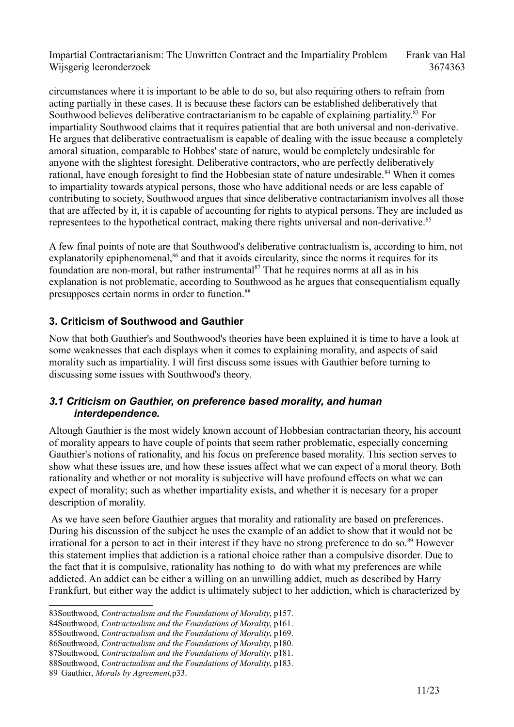circumstances where it is important to be able to do so, but also requiring others to refrain from acting partially in these cases. It is because these factors can be established deliberatively that Southwood believes deliberative contractarianism to be capable of explaining partiality.[83] For impartiality Southwood claims that it requires patiential that are both universal and non-derivative. He argues that deliberative contractualism is capable of dealing with the issue because a completely amoral situation, comparable to Hobbes' state of nature, would be completely undesirable for anyone with the slightest foresight. Deliberative contractors, who are perfectly deliberatively rational, have enough foresight to find the Hobbesian state of nature undesirable.[84] When it comes to impartiality towards atypical persons, those who have additional needs or are less capable of contributing to society, Southwood argues that since deliberative contractarianism involves all those that are affected by it, it is capable of accounting for rights to atypical persons. They are included as representees to the hypothetical contract, making there rights universal and non-derivative.[85]

A few final points of note are that Southwood's deliberative contractualism is, according to him, not explanatorily epiphenomenal,[86] and that it avoids circularity, since the norms it requires for its foundation are non-moral, but rather instrumental[87] That he requires norms at all as in his explanation is not problematic, according to Southwood as he argues that consequentialism equally presupposes certain norms in order to function.[88]

## 3. Criticism of Southwood and Gauthier

Now that both Gauthier's and Southwood's theories have been explained it is time to have a look at some weaknesses that each displays when it comes to explaining morality, and aspects of said morality such as impartiality. I will first discuss some issues with Gauthier before turning to discussing some issues with Southwood's theory.

### *3.1 Criticism on Gauthier, on preference based morality, and human interdependence.*

Altough Gauthier is the most widely known account of Hobbesian contractarian theory, his account of morality appears to have couple of points that seem rather problematic, especially concerning Gauthier's notions of rationality, and his focus on preference based morality. This section serves to show what these issues are, and how these issues affect what we can expect of a moral theory. Both rationality and whether or not morality is subjective will have profound effects on what we can expect of morality; such as whether impartiality exists, and whether it is necesary for a proper description of morality.

As we have seen before Gauthier argues that morality and rationality are based on preferences. During his discussion of the subject he uses the example of an addict to show that it would not be irrational for a person to act in their interest if they have no strong preference to do so.[89] However this statement implies that addiction is a rational choice rather than a compulsive disorder. Due to the fact that it is compulsive, rationality has nothing to do with what my preferences are while addicted. An addict can be either a willing on an unwilling addict, much as described by Harry Frankfurt, but either way the addict is ultimately subject to her addiction, which is characterized by

83Southwood, *Contractualism and the Foundations of Morality*, p157.
84Southwood, *Contractualism and the Foundations of Morality*, p161.
85Southwood, *Contractualism and the Foundations of Morality*, p169.
86Southwood, *Contractualism and the Foundations of Morality*, p180.
87Southwood, *Contractualism and the Foundations of Morality*, p181.
88Southwood, *Contractualism and the Foundations of Morality*, p183.
89 Gauthier, *Morals by Agreement,*p33.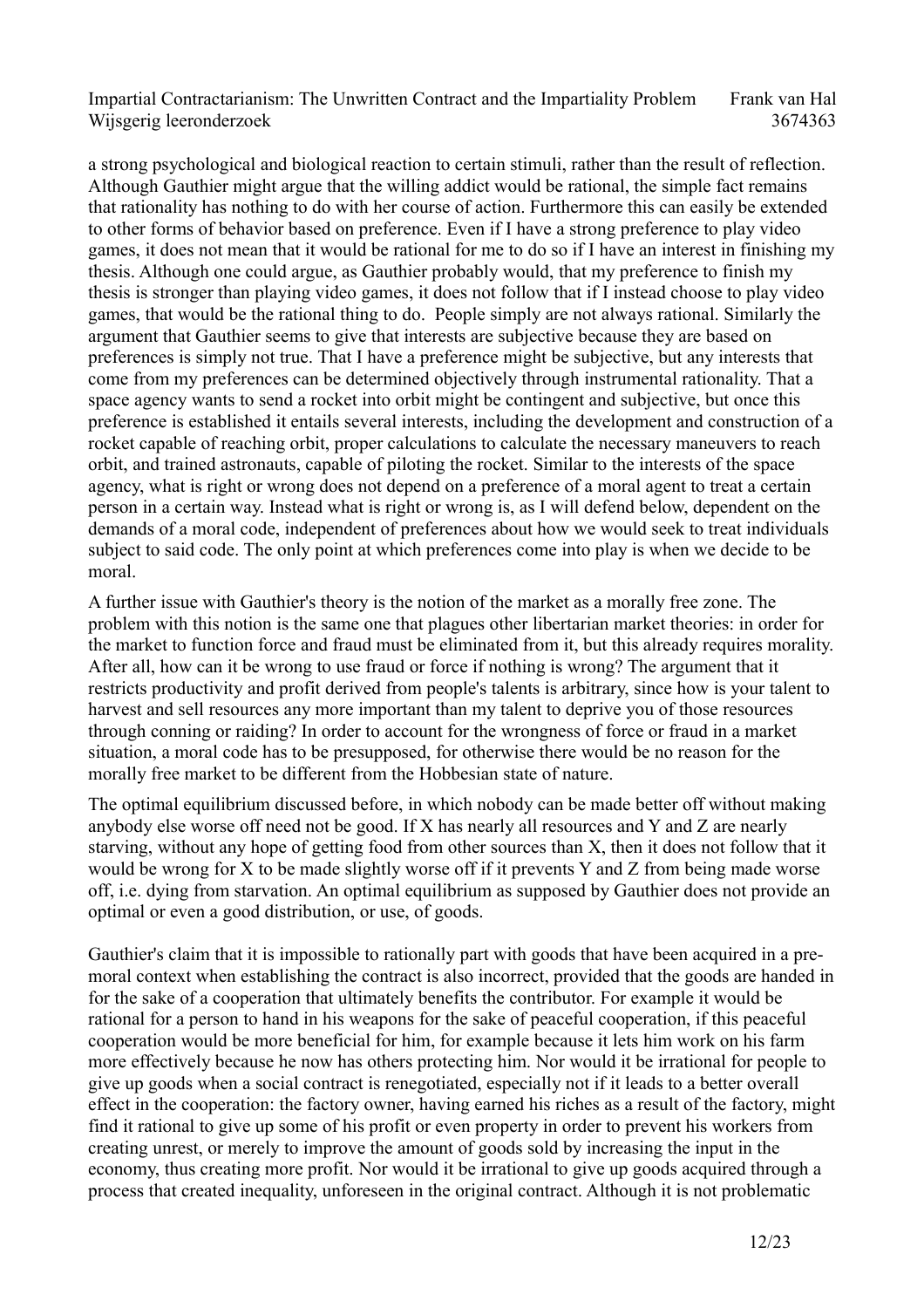a strong psychological and biological reaction to certain stimuli, rather than the result of reflection. Although Gauthier might argue that the willing addict would be rational, the simple fact remains that rationality has nothing to do with her course of action. Furthermore this can easily be extended to other forms of behavior based on preference. Even if I have a strong preference to play video games, it does not mean that it would be rational for me to do so if I have an interest in finishing my thesis. Although one could argue, as Gauthier probably would, that my preference to finish my thesis is stronger than playing video games, it does not follow that if I instead choose to play video games, that would be the rational thing to do. People simply are not always rational. Similarly the argument that Gauthier seems to give that interests are subjective because they are based on preferences is simply not true. That I have a preference might be subjective, but any interests that come from my preferences can be determined objectively through instrumental rationality. That a space agency wants to send a rocket into orbit might be contingent and subjective, but once this preference is established it entails several interests, including the development and construction of a rocket capable of reaching orbit, proper calculations to calculate the necessary maneuvers to reach orbit, and trained astronauts, capable of piloting the rocket. Similar to the interests of the space agency, what is right or wrong does not depend on a preference of a moral agent to treat a certain person in a certain way. Instead what is right or wrong is, as I will defend below, dependent on the demands of a moral code, independent of preferences about how we would seek to treat individuals subject to said code. The only point at which preferences come into play is when we decide to be moral.

A further issue with Gauthier's theory is the notion of the market as a morally free zone. The problem with this notion is the same one that plagues other libertarian market theories: in order for the market to function force and fraud must be eliminated from it, but this already requires morality. After all, how can it be wrong to use fraud or force if nothing is wrong? The argument that it restricts productivity and profit derived from people's talents is arbitrary, since how is your talent to harvest and sell resources any more important than my talent to deprive you of those resources through conning or raiding? In order to account for the wrongness of force or fraud in a market situation, a moral code has to be presupposed, for otherwise there would be no reason for the morally free market to be different from the Hobbesian state of nature.

The optimal equilibrium discussed before, in which nobody can be made better off without making anybody else worse off need not be good. If X has nearly all resources and Y and Z are nearly starving, without any hope of getting food from other sources than X, then it does not follow that it would be wrong for X to be made slightly worse off if it prevents Y and Z from being made worse off, i.e. dying from starvation. An optimal equilibrium as supposed by Gauthier does not provide an optimal or even a good distribution, or use, of goods.

Gauthier's claim that it is impossible to rationally part with goods that have been acquired in a pre-moral context when establishing the contract is also incorrect, provided that the goods are handed in for the sake of a cooperation that ultimately benefits the contributor. For example it would be rational for a person to hand in his weapons for the sake of peaceful cooperation, if this peaceful cooperation would be more beneficial for him, for example because it lets him work on his farm more effectively because he now has others protecting him. Nor would it be irrational for people to give up goods when a social contract is renegotiated, especially not if it leads to a better overall effect in the cooperation: the factory owner, having earned his riches as a result of the factory, might find it rational to give up some of his profit or even property in order to prevent his workers from creating unrest, or merely to improve the amount of goods sold by increasing the input in the economy, thus creating more profit. Nor would it be irrational to give up goods acquired through a process that created inequality, unforeseen in the original contract. Although it is not problematic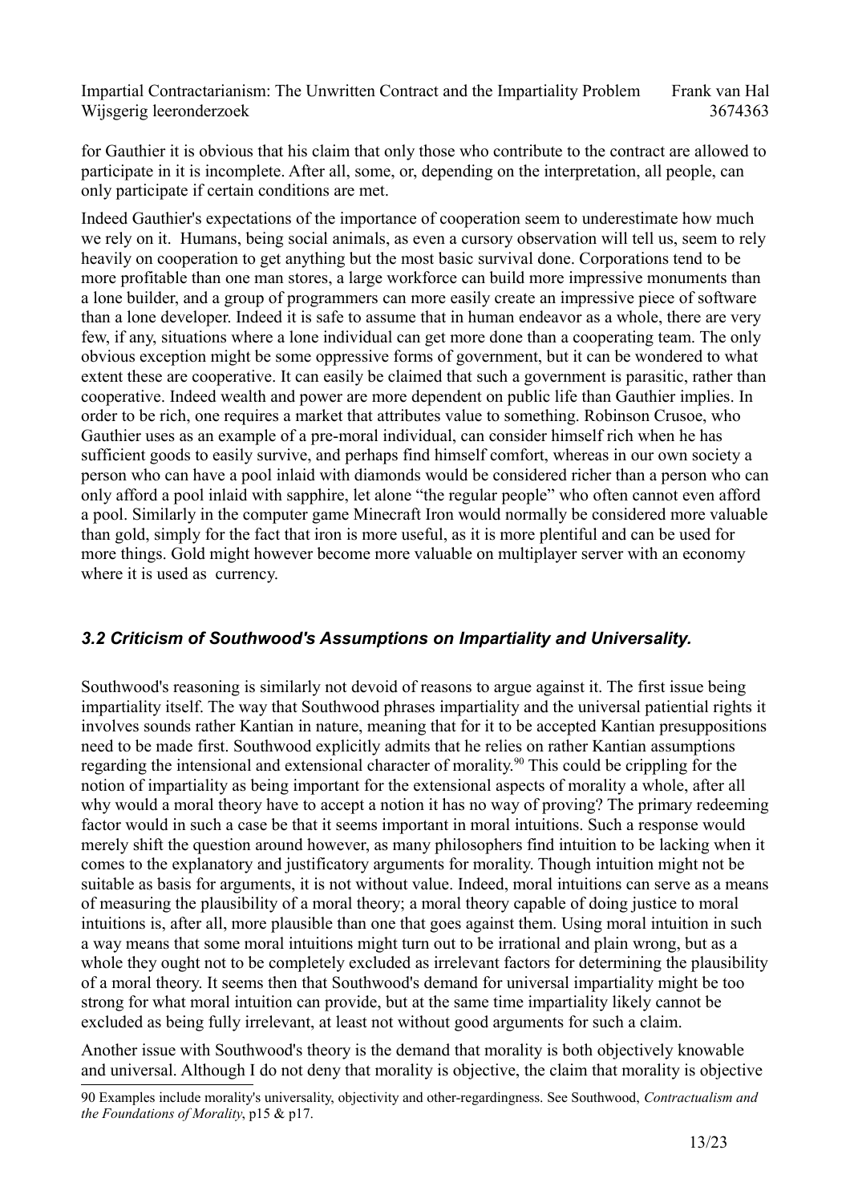for Gauthier it is obvious that his claim that only those who contribute to the contract are allowed to participate in it is incomplete. After all, some, or, depending on the interpretation, all people, can only participate if certain conditions are met.

Indeed Gauthier's expectations of the importance of cooperation seem to underestimate how much we rely on it. Humans, being social animals, as even a cursory observation will tell us, seem to rely heavily on cooperation to get anything but the most basic survival done. Corporations tend to be more profitable than one man stores, a large workforce can build more impressive monuments than a lone builder, and a group of programmers can more easily create an impressive piece of software than a lone developer. Indeed it is safe to assume that in human endeavor as a whole, there are very few, if any, situations where a lone individual can get more done than a cooperating team. The only obvious exception might be some oppressive forms of government, but it can be wondered to what extent these are cooperative. It can easily be claimed that such a government is parasitic, rather than cooperative. Indeed wealth and power are more dependent on public life than Gauthier implies. In order to be rich, one requires a market that attributes value to something. Robinson Crusoe, who Gauthier uses as an example of a pre-moral individual, can consider himself rich when he has sufficient goods to easily survive, and perhaps find himself comfort, whereas in our own society a person who can have a pool inlaid with diamonds would be considered richer than a person who can only afford a pool inlaid with sapphire, let alone "the regular people" who often cannot even afford a pool. Similarly in the computer game Minecraft Iron would normally be considered more valuable than gold, simply for the fact that iron is more useful, as it is more plentiful and can be used for more things. Gold might however become more valuable on multiplayer server with an economy where it is used as currency.

### *3.2 Criticism of Southwood's Assumptions on Impartiality and Universality.*

Southwood's reasoning is similarly not devoid of reasons to argue against it. The first issue being impartiality itself. The way that Southwood phrases impartiality and the universal patiential rights it involves sounds rather Kantian in nature, meaning that for it to be accepted Kantian presuppositions need to be made first. Southwood explicitly admits that he relies on rather Kantian assumptions regarding the intensional and extensional character of morality.[90] This could be crippling for the notion of impartiality as being important for the extensional aspects of morality a whole, after all why would a moral theory have to accept a notion it has no way of proving? The primary redeeming factor would in such a case be that it seems important in moral intuitions. Such a response would merely shift the question around however, as many philosophers find intuition to be lacking when it comes to the explanatory and justificatory arguments for morality. Though intuition might not be suitable as basis for arguments, it is not without value. Indeed, moral intuitions can serve as a means of measuring the plausibility of a moral theory; a moral theory capable of doing justice to moral intuitions is, after all, more plausible than one that goes against them. Using moral intuition in such a way means that some moral intuitions might turn out to be irrational and plain wrong, but as a whole they ought not to be completely excluded as irrelevant factors for determining the plausibility of a moral theory. It seems then that Southwood's demand for universal impartiality might be too strong for what moral intuition can provide, but at the same time impartiality likely cannot be excluded as being fully irrelevant, at least not without good arguments for such a claim.

Another issue with Southwood's theory is the demand that morality is both objectively knowable and universal. Although I do not deny that morality is objective, the claim that morality is objective

---

90 Examples include morality's universality, objectivity and other-regardingness. See Southwood, *Contractualism and the Foundations of Morality*, p15 & p17.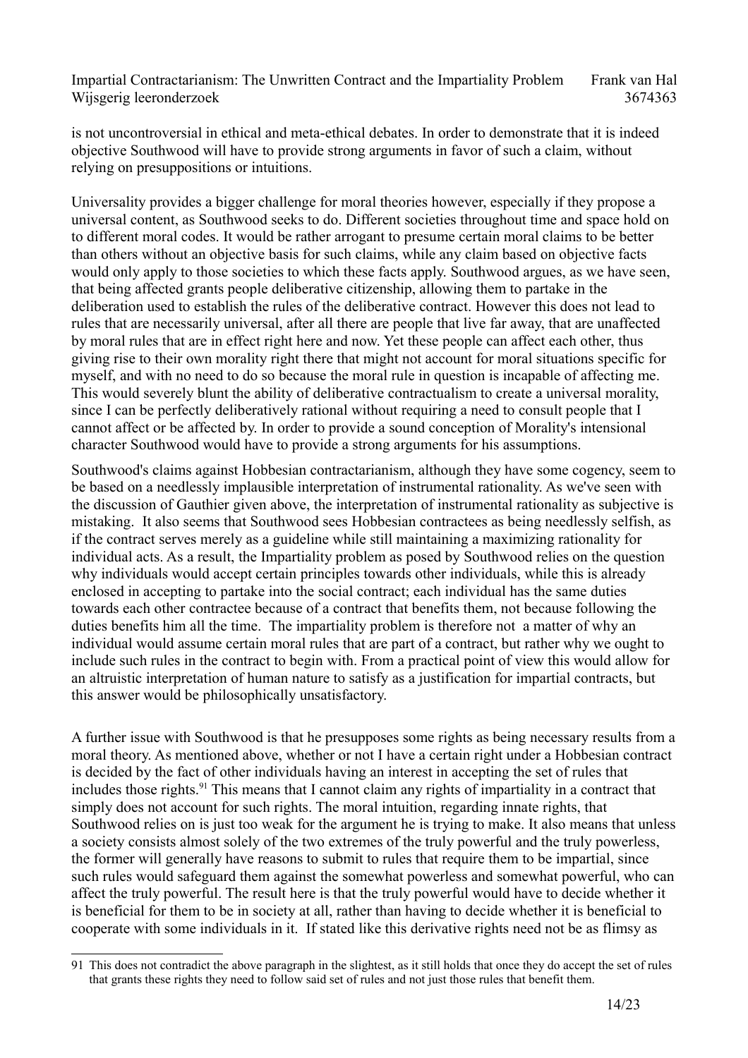is not uncontroversial in ethical and meta-ethical debates. In order to demonstrate that it is indeed objective Southwood will have to provide strong arguments in favor of such a claim, without relying on presuppositions or intuitions.

Universality provides a bigger challenge for moral theories however, especially if they propose a universal content, as Southwood seeks to do. Different societies throughout time and space hold on to different moral codes. It would be rather arrogant to presume certain moral claims to be better than others without an objective basis for such claims, while any claim based on objective facts would only apply to those societies to which these facts apply. Southwood argues, as we have seen, that being affected grants people deliberative citizenship, allowing them to partake in the deliberation used to establish the rules of the deliberative contract. However this does not lead to rules that are necessarily universal, after all there are people that live far away, that are unaffected by moral rules that are in effect right here and now. Yet these people can affect each other, thus giving rise to their own morality right there that might not account for moral situations specific for myself, and with no need to do so because the moral rule in question is incapable of affecting me. This would severely blunt the ability of deliberative contractualism to create a universal morality, since I can be perfectly deliberatively rational without requiring a need to consult people that I cannot affect or be affected by. In order to provide a sound conception of Morality's intensional character Southwood would have to provide a strong arguments for his assumptions.

Southwood's claims against Hobbesian contractarianism, although they have some cogency, seem to be based on a needlessly implausible interpretation of instrumental rationality. As we've seen with the discussion of Gauthier given above, the interpretation of instrumental rationality as subjective is mistaking. It also seems that Southwood sees Hobbesian contractees as being needlessly selfish, as if the contract serves merely as a guideline while still maintaining a maximizing rationality for individual acts. As a result, the Impartiality problem as posed by Southwood relies on the question why individuals would accept certain principles towards other individuals, while this is already enclosed in accepting to partake into the social contract; each individual has the same duties towards each other contractee because of a contract that benefits them, not because following the duties benefits him all the time. The impartiality problem is therefore not a matter of why an individual would assume certain moral rules that are part of a contract, but rather why we ought to include such rules in the contract to begin with. From a practical point of view this would allow for an altruistic interpretation of human nature to satisfy as a justification for impartial contracts, but this answer would be philosophically unsatisfactory.

A further issue with Southwood is that he presupposes some rights as being necessary results from a moral theory. As mentioned above, whether or not I have a certain right under a Hobbesian contract is decided by the fact of other individuals having an interest in accepting the set of rules that includes those rights.[91] This means that I cannot claim any rights of impartiality in a contract that simply does not account for such rights. The moral intuition, regarding innate rights, that Southwood relies on is just too weak for the argument he is trying to make. It also means that unless a society consists almost solely of the two extremes of the truly powerful and the truly powerless, the former will generally have reasons to submit to rules that require them to be impartial, since such rules would safeguard them against the somewhat powerless and somewhat powerful, who can affect the truly powerful. The result here is that the truly powerful would have to decide whether it is beneficial for them to be in society at all, rather than having to decide whether it is beneficial to cooperate with some individuals in it. If stated like this derivative rights need not be as flimsy as

---

91 This does not contradict the above paragraph in the slightest, as it still holds that once they do accept the set of rules that grants these rights they need to follow said set of rules and not just those rules that benefit them.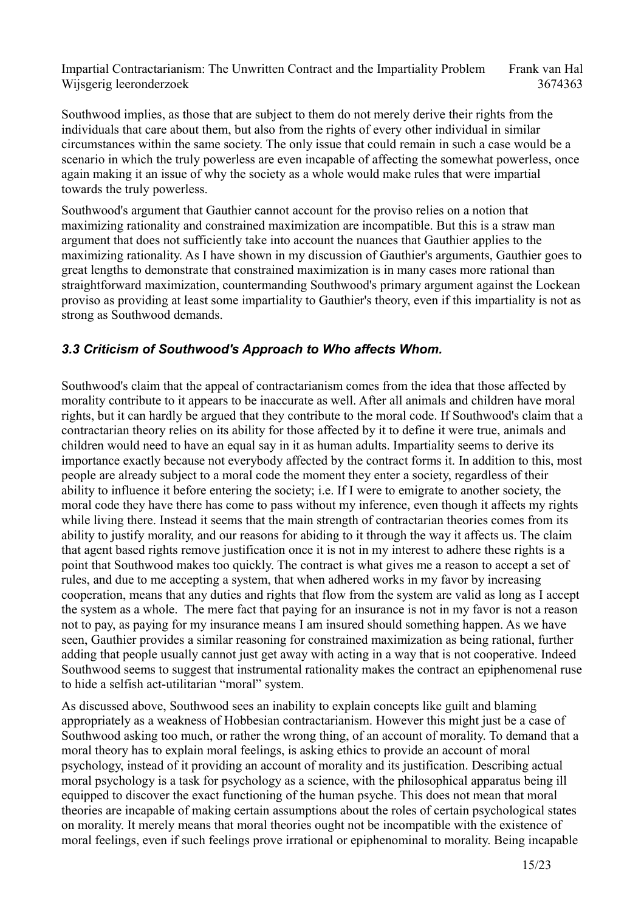Southwood implies, as those that are subject to them do not merely derive their rights from the individuals that care about them, but also from the rights of every other individual in similar circumstances within the same society. The only issue that could remain in such a case would be a scenario in which the truly powerless are even incapable of affecting the somewhat powerless, once again making it an issue of why the society as a whole would make rules that were impartial towards the truly powerless.

Southwood's argument that Gauthier cannot account for the proviso relies on a notion that maximizing rationality and constrained maximization are incompatible. But this is a straw man argument that does not sufficiently take into account the nuances that Gauthier applies to the maximizing rationality. As I have shown in my discussion of Gauthier's arguments, Gauthier goes to great lengths to demonstrate that constrained maximization is in many cases more rational than straightforward maximization, countermanding Southwood's primary argument against the Lockean proviso as providing at least some impartiality to Gauthier's theory, even if this impartiality is not as strong as Southwood demands.

### *3.3 Criticism of Southwood's Approach to Who affects Whom.*

Southwood's claim that the appeal of contractarianism comes from the idea that those affected by morality contribute to it appears to be inaccurate as well. After all animals and children have moral rights, but it can hardly be argued that they contribute to the moral code. If Southwood's claim that a contractarian theory relies on its ability for those affected by it to define it were true, animals and children would need to have an equal say in it as human adults. Impartiality seems to derive its importance exactly because not everybody affected by the contract forms it. In addition to this, most people are already subject to a moral code the moment they enter a society, regardless of their ability to influence it before entering the society; i.e. If I were to emigrate to another society, the moral code they have there has come to pass without my inference, even though it affects my rights while living there. Instead it seems that the main strength of contractarian theories comes from its ability to justify morality, and our reasons for abiding to it through the way it affects us. The claim that agent based rights remove justification once it is not in my interest to adhere these rights is a point that Southwood makes too quickly. The contract is what gives me a reason to accept a set of rules, and due to me accepting a system, that when adhered works in my favor by increasing cooperation, means that any duties and rights that flow from the system are valid as long as I accept the system as a whole. The mere fact that paying for an insurance is not in my favor is not a reason not to pay, as paying for my insurance means I am insured should something happen. As we have seen, Gauthier provides a similar reasoning for constrained maximization as being rational, further adding that people usually cannot just get away with acting in a way that is not cooperative. Indeed Southwood seems to suggest that instrumental rationality makes the contract an epiphenomenal ruse to hide a selfish act-utilitarian "moral" system.

As discussed above, Southwood sees an inability to explain concepts like guilt and blaming appropriately as a weakness of Hobbesian contractarianism. However this might just be a case of Southwood asking too much, or rather the wrong thing, of an account of morality. To demand that a moral theory has to explain moral feelings, is asking ethics to provide an account of moral psychology, instead of it providing an account of morality and its justification. Describing actual moral psychology is a task for psychology as a science, with the philosophical apparatus being ill equipped to discover the exact functioning of the human psyche. This does not mean that moral theories are incapable of making certain assumptions about the roles of certain psychological states on morality. It merely means that moral theories ought not be incompatible with the existence of moral feelings, even if such feelings prove irrational or epiphenominal to morality. Being incapable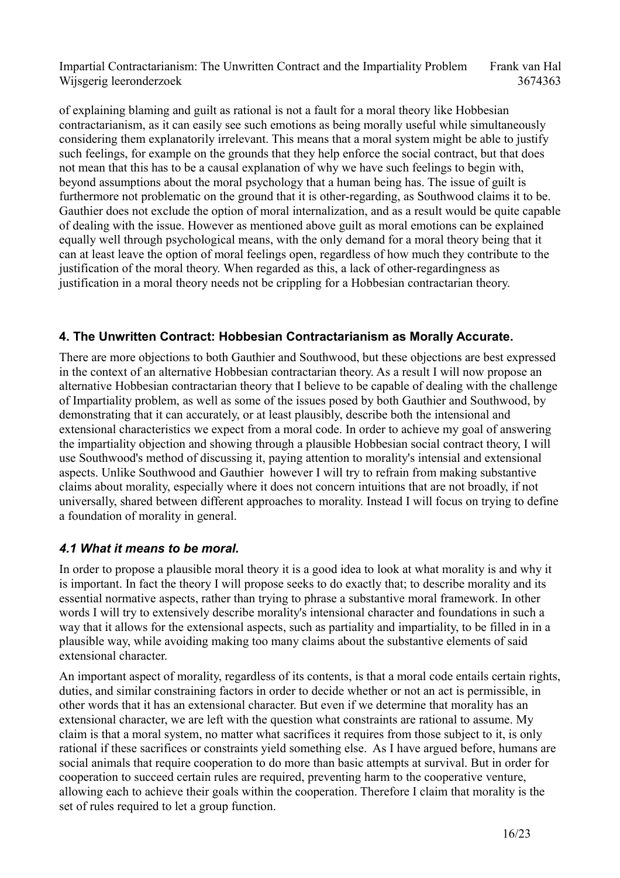of explaining blaming and guilt as rational is not a fault for a moral theory like Hobbesian contractarianism, as it can easily see such emotions as being morally useful while simultaneously considering them explanatorily irrelevant. This means that a moral system might be able to justify such feelings, for example on the grounds that they help enforce the social contract, but that does not mean that this has to be a causal explanation of why we have such feelings to begin with, beyond assumptions about the moral psychology that a human being has. The issue of guilt is furthermore not problematic on the ground that it is other-regarding, as Southwood claims it to be. Gauthier does not exclude the option of moral internalization, and as a result would be quite capable of dealing with the issue. However as mentioned above guilt as moral emotions can be explained equally well through psychological means, with the only demand for a moral theory being that it can at least leave the option of moral feelings open, regardless of how much they contribute to the justification of the moral theory. When regarded as this, a lack of other-regardingness as justification in a moral theory needs not be crippling for a Hobbesian contractarian theory.

## 4. The Unwritten Contract: Hobbesian Contractarianism as Morally Accurate.

There are more objections to both Gauthier and Southwood, but these objections are best expressed in the context of an alternative Hobbesian contractarian theory. As a result I will now propose an alternative Hobbesian contractarian theory that I believe to be capable of dealing with the challenge of Impartiality problem, as well as some of the issues posed by both Gauthier and Southwood, by demonstrating that it can accurately, or at least plausibly, describe both the intensional and extensional characteristics we expect from a moral code. In order to achieve my goal of answering the impartiality objection and showing through a plausible Hobbesian social contract theory, I will use Southwood's method of discussing it, paying attention to morality's intensial and extensional aspects. Unlike Southwood and Gauthier however I will try to refrain from making substantive claims about morality, especially where it does not concern intuitions that are not broadly, if not universally, shared between different approaches to morality. Instead I will focus on trying to define a foundation of morality in general.

### *4.1 What it means to be moral.*

In order to propose a plausible moral theory it is a good idea to look at what morality is and why it is important. In fact the theory I will propose seeks to do exactly that; to describe morality and its essential normative aspects, rather than trying to phrase a substantive moral framework. In other words I will try to extensively describe morality's intensional character and foundations in such a way that it allows for the extensional aspects, such as partiality and impartiality, to be filled in in a plausible way, while avoiding making too many claims about the substantive elements of said extensional character.

An important aspect of morality, regardless of its contents, is that a moral code entails certain rights, duties, and similar constraining factors in order to decide whether or not an act is permissible, in other words that it has an extensional character. But even if we determine that morality has an extensional character, we are left with the question what constraints are rational to assume. My claim is that a moral system, no matter what sacrifices it requires from those subject to it, is only rational if these sacrifices or constraints yield something else. As I have argued before, humans are social animals that require cooperation to do more than basic attempts at survival. But in order for cooperation to succeed certain rules are required, preventing harm to the cooperative venture, allowing each to achieve their goals within the cooperation. Therefore I claim that morality is the set of rules required to let a group function.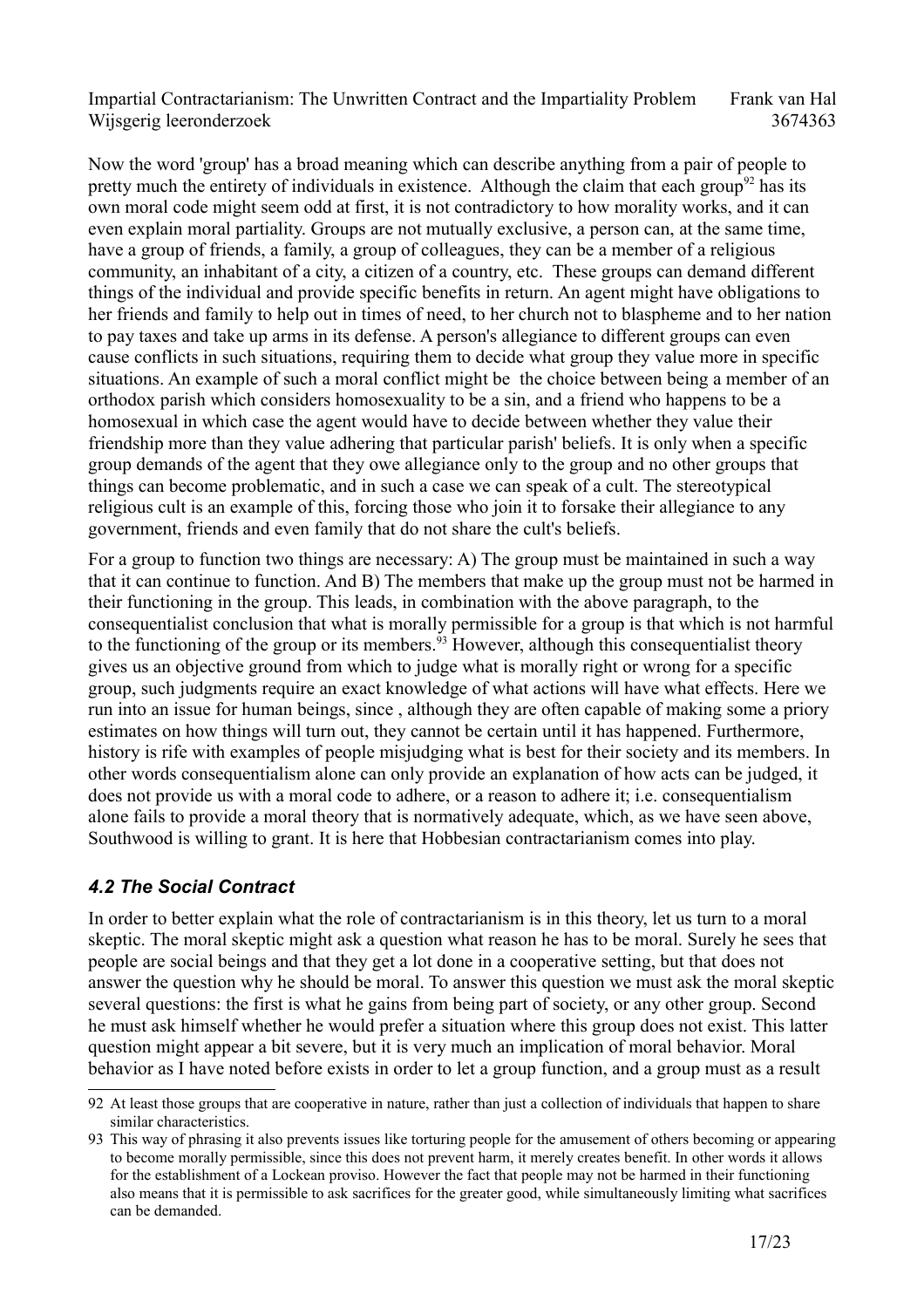Now the word 'group' has a broad meaning which can describe anything from a pair of people to pretty much the entirety of individuals in existence. Although the claim that each group[92] has its own moral code might seem odd at first, it is not contradictory to how morality works, and it can even explain moral partiality. Groups are not mutually exclusive, a person can, at the same time, have a group of friends, a family, a group of colleagues, they can be a member of a religious community, an inhabitant of a city, a citizen of a country, etc. These groups can demand different things of the individual and provide specific benefits in return. An agent might have obligations to her friends and family to help out in times of need, to her church not to blaspheme and to her nation to pay taxes and take up arms in its defense. A person's allegiance to different groups can even cause conflicts in such situations, requiring them to decide what group they value more in specific situations. An example of such a moral conflict might be the choice between being a member of an orthodox parish which considers homosexuality to be a sin, and a friend who happens to be a homosexual in which case the agent would have to decide between whether they value their friendship more than they value adhering that particular parish' beliefs. It is only when a specific group demands of the agent that they owe allegiance only to the group and no other groups that things can become problematic, and in such a case we can speak of a cult. The stereotypical religious cult is an example of this, forcing those who join it to forsake their allegiance to any government, friends and even family that do not share the cult's beliefs.

For a group to function two things are necessary: A) The group must be maintained in such a way that it can continue to function. And B) The members that make up the group must not be harmed in their functioning in the group. This leads, in combination with the above paragraph, to the consequentialist conclusion that what is morally permissible for a group is that which is not harmful to the functioning of the group or its members.[93] However, although this consequentialist theory gives us an objective ground from which to judge what is morally right or wrong for a specific group, such judgments require an exact knowledge of what actions will have what effects. Here we run into an issue for human beings, since , although they are often capable of making some a priory estimates on how things will turn out, they cannot be certain until it has happened. Furthermore, history is rife with examples of people misjudging what is best for their society and its members. In other words consequentialism alone can only provide an explanation of how acts can be judged, it does not provide us with a moral code to adhere, or a reason to adhere it; i.e. consequentialism alone fails to provide a moral theory that is normatively adequate, which, as we have seen above, Southwood is willing to grant. It is here that Hobbesian contractarianism comes into play.

### *4.2 The Social Contract*

In order to better explain what the role of contractarianism is in this theory, let us turn to a moral skeptic. The moral skeptic might ask a question what reason he has to be moral. Surely he sees that people are social beings and that they get a lot done in a cooperative setting, but that does not answer the question why he should be moral. To answer this question we must ask the moral skeptic several questions: the first is what he gains from being part of society, or any other group. Second he must ask himself whether he would prefer a situation where this group does not exist. This latter question might appear a bit severe, but it is very much an implication of moral behavior. Moral behavior as I have noted before exists in order to let a group function, and a group must as a result

---

92 At least those groups that are cooperative in nature, rather than just a collection of individuals that happen to share similar characteristics.

93 This way of phrasing it also prevents issues like torturing people for the amusement of others becoming or appearing to become morally permissible, since this does not prevent harm, it merely creates benefit. In other words it allows for the establishment of a Lockean proviso. However the fact that people may not be harmed in their functioning also means that it is permissible to ask sacrifices for the greater good, while simultaneously limiting what sacrifices can be demanded.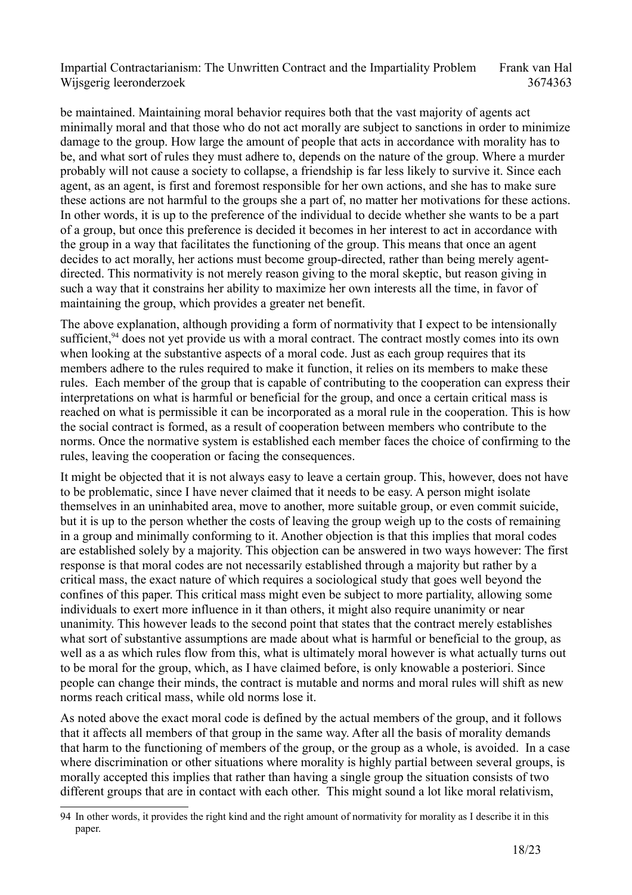be maintained. Maintaining moral behavior requires both that the vast majority of agents act minimally moral and that those who do not act morally are subject to sanctions in order to minimize damage to the group. How large the amount of people that acts in accordance with morality has to be, and what sort of rules they must adhere to, depends on the nature of the group. Where a murder probably will not cause a society to collapse, a friendship is far less likely to survive it. Since each agent, as an agent, is first and foremost responsible for her own actions, and she has to make sure these actions are not harmful to the groups she a part of, no matter her motivations for these actions. In other words, it is up to the preference of the individual to decide whether she wants to be a part of a group, but once this preference is decided it becomes in her interest to act in accordance with the group in a way that facilitates the functioning of the group. This means that once an agent decides to act morally, her actions must become group-directed, rather than being merely agent-directed. This normativity is not merely reason giving to the moral skeptic, but reason giving in such a way that it constrains her ability to maximize her own interests all the time, in favor of maintaining the group, which provides a greater net benefit.

The above explanation, although providing a form of normativity that I expect to be intensionally sufficient,[94] does not yet provide us with a moral contract. The contract mostly comes into its own when looking at the substantive aspects of a moral code. Just as each group requires that its members adhere to the rules required to make it function, it relies on its members to make these rules. Each member of the group that is capable of contributing to the cooperation can express their interpretations on what is harmful or beneficial for the group, and once a certain critical mass is reached on what is permissible it can be incorporated as a moral rule in the cooperation. This is how the social contract is formed, as a result of cooperation between members who contribute to the norms. Once the normative system is established each member faces the choice of confirming to the rules, leaving the cooperation or facing the consequences.

It might be objected that it is not always easy to leave a certain group. This, however, does not have to be problematic, since I have never claimed that it needs to be easy. A person might isolate themselves in an uninhabited area, move to another, more suitable group, or even commit suicide, but it is up to the person whether the costs of leaving the group weigh up to the costs of remaining in a group and minimally conforming to it. Another objection is that this implies that moral codes are established solely by a majority. This objection can be answered in two ways however: The first response is that moral codes are not necessarily established through a majority but rather by a critical mass, the exact nature of which requires a sociological study that goes well beyond the confines of this paper. This critical mass might even be subject to more partiality, allowing some individuals to exert more influence in it than others, it might also require unanimity or near unanimity. This however leads to the second point that states that the contract merely establishes what sort of substantive assumptions are made about what is harmful or beneficial to the group, as well as a as which rules flow from this, what is ultimately moral however is what actually turns out to be moral for the group, which, as I have claimed before, is only knowable a posteriori. Since people can change their minds, the contract is mutable and norms and moral rules will shift as new norms reach critical mass, while old norms lose it.

As noted above the exact moral code is defined by the actual members of the group, and it follows that it affects all members of that group in the same way. After all the basis of morality demands that harm to the functioning of members of the group, or the group as a whole, is avoided. In a case where discrimination or other situations where morality is highly partial between several groups, is morally accepted this implies that rather than having a single group the situation consists of two different groups that are in contact with each other. This might sound a lot like moral relativism,

---

94 In other words, it provides the right kind and the right amount of normativity for morality as I describe it in this paper.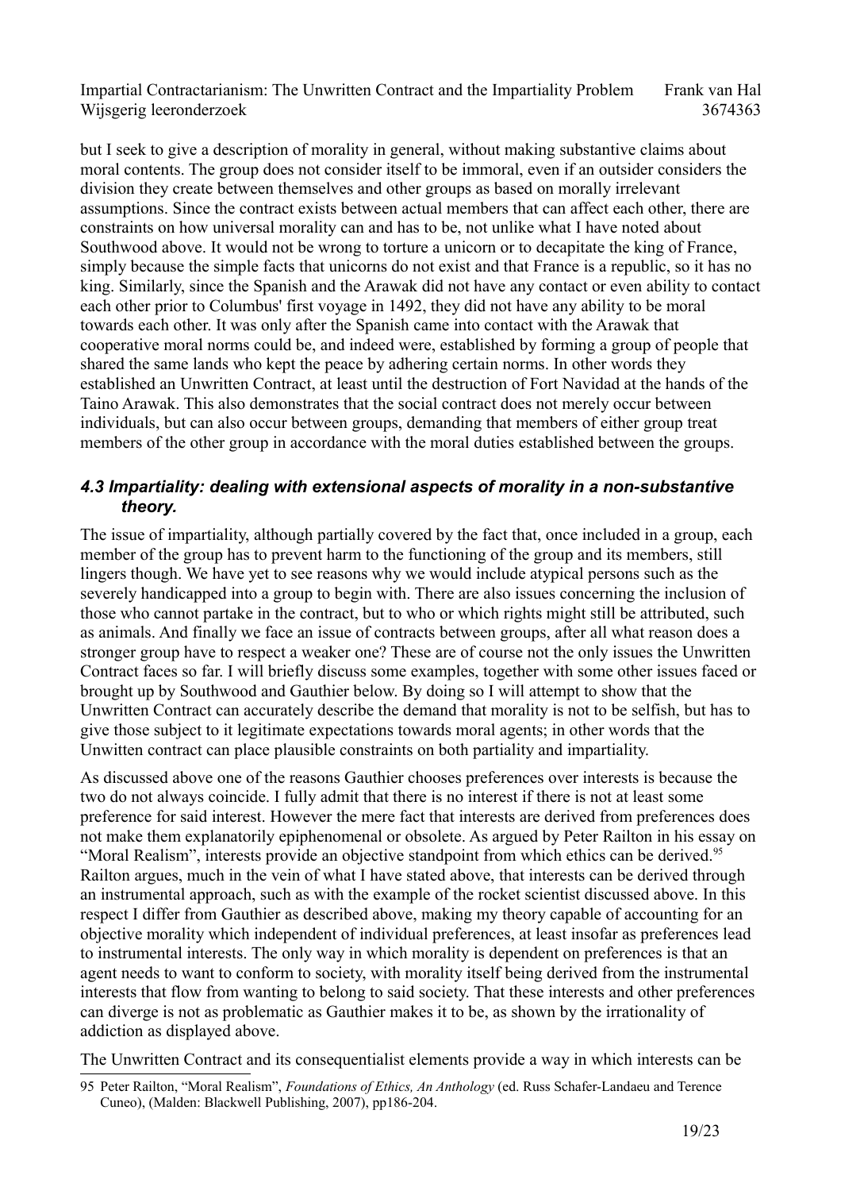but I seek to give a description of morality in general, without making substantive claims about moral contents. The group does not consider itself to be immoral, even if an outsider considers the division they create between themselves and other groups as based on morally irrelevant assumptions. Since the contract exists between actual members that can affect each other, there are constraints on how universal morality can and has to be, not unlike what I have noted about Southwood above. It would not be wrong to torture a unicorn or to decapitate the king of France, simply because the simple facts that unicorns do not exist and that France is a republic, so it has no king. Similarly, since the Spanish and the Arawak did not have any contact or even ability to contact each other prior to Columbus' first voyage in 1492, they did not have any ability to be moral towards each other. It was only after the Spanish came into contact with the Arawak that cooperative moral norms could be, and indeed were, established by forming a group of people that shared the same lands who kept the peace by adhering certain norms. In other words they established an Unwritten Contract, at least until the destruction of Fort Navidad at the hands of the Taino Arawak. This also demonstrates that the social contract does not merely occur between individuals, but can also occur between groups, demanding that members of either group treat members of the other group in accordance with the moral duties established between the groups.

### *4.3 Impartiality: dealing with extensional aspects of morality in a non-substantive theory.*

The issue of impartiality, although partially covered by the fact that, once included in a group, each member of the group has to prevent harm to the functioning of the group and its members, still lingers though. We have yet to see reasons why we would include atypical persons such as the severely handicapped into a group to begin with. There are also issues concerning the inclusion of those who cannot partake in the contract, but to who or which rights might still be attributed, such as animals. And finally we face an issue of contracts between groups, after all what reason does a stronger group have to respect a weaker one? These are of course not the only issues the Unwritten Contract faces so far. I will briefly discuss some examples, together with some other issues faced or brought up by Southwood and Gauthier below. By doing so I will attempt to show that the Unwritten Contract can accurately describe the demand that morality is not to be selfish, but has to give those subject to it legitimate expectations towards moral agents; in other words that the Unwitten contract can place plausible constraints on both partiality and impartiality.

As discussed above one of the reasons Gauthier chooses preferences over interests is because the two do not always coincide. I fully admit that there is no interest if there is not at least some preference for said interest. However the mere fact that interests are derived from preferences does not make them explanatorily epiphenomenal or obsolete. As argued by Peter Railton in his essay on "Moral Realism", interests provide an objective standpoint from which ethics can be derived.[95] Railton argues, much in the vein of what I have stated above, that interests can be derived through an instrumental approach, such as with the example of the rocket scientist discussed above. In this respect I differ from Gauthier as described above, making my theory capable of accounting for an objective morality which independent of individual preferences, at least insofar as preferences lead to instrumental interests. The only way in which morality is dependent on preferences is that an agent needs to want to conform to society, with morality itself being derived from the instrumental interests that flow from wanting to belong to said society. That these interests and other preferences can diverge is not as problematic as Gauthier makes it to be, as shown by the irrationality of addiction as displayed above.

The Unwritten Contract and its consequentialist elements provide a way in which interests can be

---

95 Peter Railton, "Moral Realism", *Foundations of Ethics, An Anthology* (ed. Russ Schafer-Landaeu and Terence Cuneo), (Malden: Blackwell Publishing, 2007), pp186-204.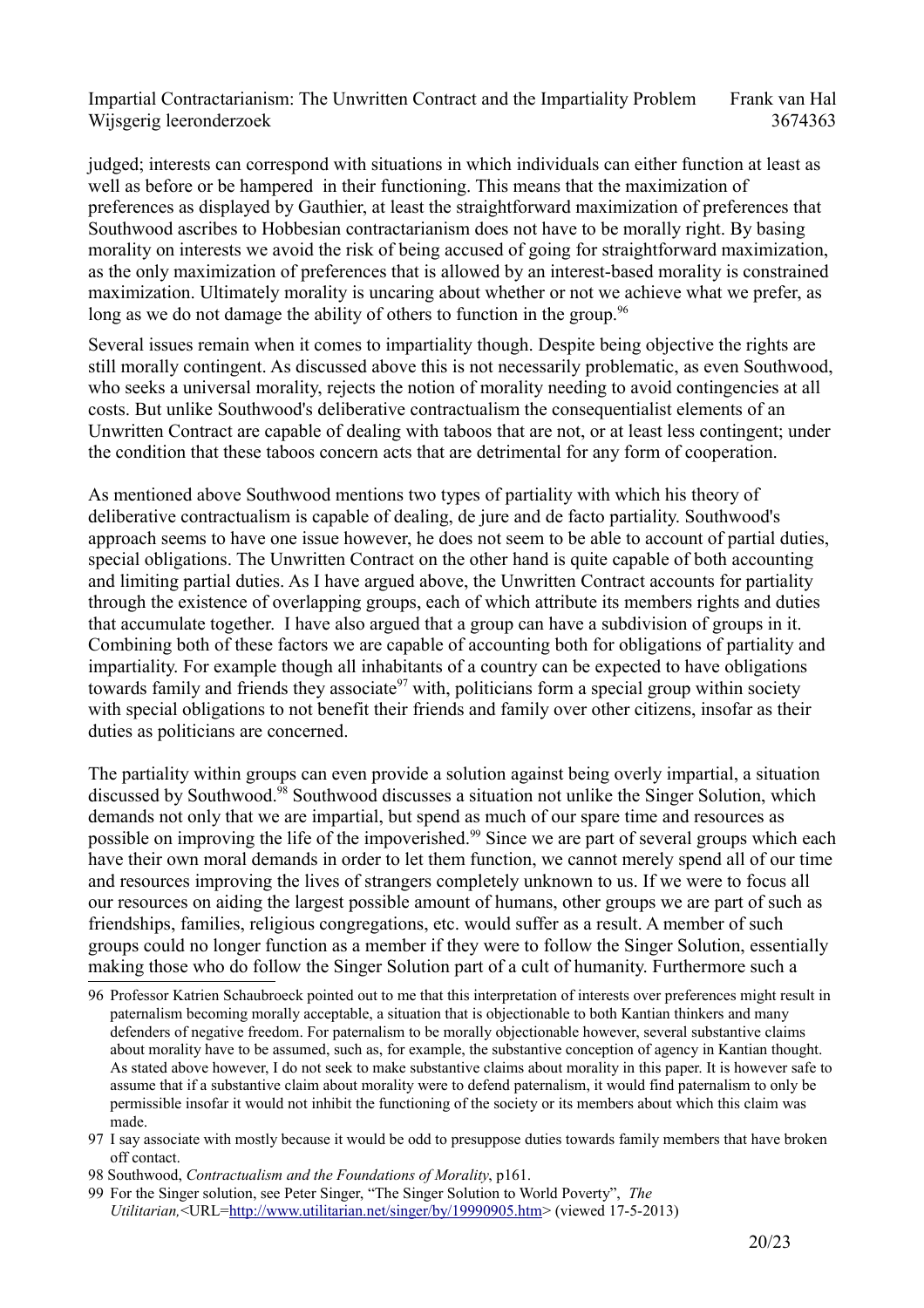judged; interests can correspond with situations in which individuals can either function at least as well as before or be hampered in their functioning. This means that the maximization of preferences as displayed by Gauthier, at least the straightforward maximization of preferences that Southwood ascribes to Hobbesian contractarianism does not have to be morally right. By basing morality on interests we avoid the risk of being accused of going for straightforward maximization, as the only maximization of preferences that is allowed by an interest-based morality is constrained maximization. Ultimately morality is uncaring about whether or not we achieve what we prefer, as long as we do not damage the ability of others to function in the group.[96]

Several issues remain when it comes to impartiality though. Despite being objective the rights are still morally contingent. As discussed above this is not necessarily problematic, as even Southwood, who seeks a universal morality, rejects the notion of morality needing to avoid contingencies at all costs. But unlike Southwood's deliberative contractualism the consequentialist elements of an Unwritten Contract are capable of dealing with taboos that are not, or at least less contingent; under the condition that these taboos concern acts that are detrimental for any form of cooperation.

As mentioned above Southwood mentions two types of partiality with which his theory of deliberative contractualism is capable of dealing, de jure and de facto partiality. Southwood's approach seems to have one issue however, he does not seem to be able to account of partial duties, special obligations. The Unwritten Contract on the other hand is quite capable of both accounting and limiting partial duties. As I have argued above, the Unwritten Contract accounts for partiality through the existence of overlapping groups, each of which attribute its members rights and duties that accumulate together. I have also argued that a group can have a subdivision of groups in it. Combining both of these factors we are capable of accounting both for obligations of partiality and impartiality. For example though all inhabitants of a country can be expected to have obligations towards family and friends they associate[97] with, politicians form a special group within society with special obligations to not benefit their friends and family over other citizens, insofar as their duties as politicians are concerned.

The partiality within groups can even provide a solution against being overly impartial, a situation discussed by Southwood.[98] Southwood discusses a situation not unlike the Singer Solution, which demands not only that we are impartial, but spend as much of our spare time and resources as possible on improving the life of the impoverished.[99] Since we are part of several groups which each have their own moral demands in order to let them function, we cannot merely spend all of our time and resources improving the lives of strangers completely unknown to us. If we were to focus all our resources on aiding the largest possible amount of humans, other groups we are part of such as friendships, families, religious congregations, etc. would suffer as a result. A member of such groups could no longer function as a member if they were to follow the Singer Solution, essentially making those who do follow the Singer Solution part of a cult of humanity. Furthermore such a

---

96 Professor Katrien Schaubroeck pointed out to me that this interpretation of interests over preferences might result in paternalism becoming morally acceptable, a situation that is objectionable to both Kantian thinkers and many defenders of negative freedom. For paternalism to be morally objectionable however, several substantive claims about morality have to be assumed, such as, for example, the substantive conception of agency in Kantian thought. As stated above however, I do not seek to make substantive claims about morality in this paper. It is however safe to assume that if a substantive claim about morality were to defend paternalism, it would find paternalism to only be permissible insofar it would not inhibit the functioning of the society or its members about which this claim was made.

97 I say associate with mostly because it would be odd to presuppose duties towards family members that have broken off contact.

98 Southwood, *Contractualism and the Foundations of Morality*, p161.

99 For the Singer solution, see Peter Singer, "The Singer Solution to World Poverty", *The Utilitarian,*<URL=http://www.utilitarian.net/singer/by/19990905.htm> (viewed 17-5-2013)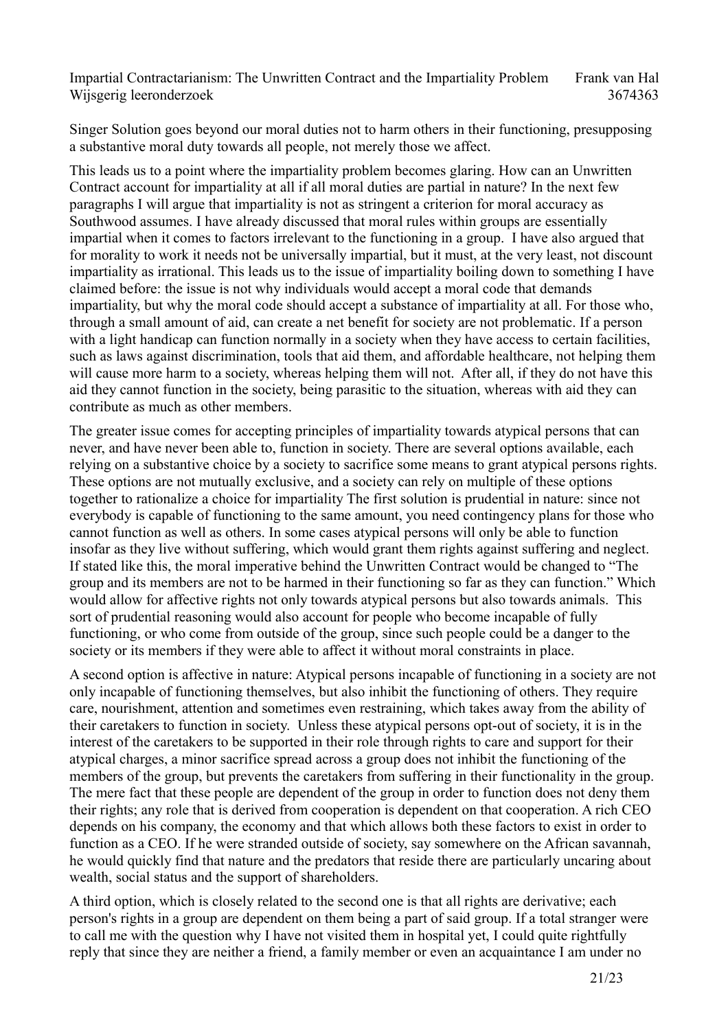Singer Solution goes beyond our moral duties not to harm others in their functioning, presupposing a substantive moral duty towards all people, not merely those we affect.

This leads us to a point where the impartiality problem becomes glaring. How can an Unwritten Contract account for impartiality at all if all moral duties are partial in nature? In the next few paragraphs I will argue that impartiality is not as stringent a criterion for moral accuracy as Southwood assumes. I have already discussed that moral rules within groups are essentially impartial when it comes to factors irrelevant to the functioning in a group. I have also argued that for morality to work it needs not be universally impartial, but it must, at the very least, not discount impartiality as irrational. This leads us to the issue of impartiality boiling down to something I have claimed before: the issue is not why individuals would accept a moral code that demands impartiality, but why the moral code should accept a substance of impartiality at all. For those who, through a small amount of aid, can create a net benefit for society are not problematic. If a person with a light handicap can function normally in a society when they have access to certain facilities, such as laws against discrimination, tools that aid them, and affordable healthcare, not helping them will cause more harm to a society, whereas helping them will not. After all, if they do not have this aid they cannot function in the society, being parasitic to the situation, whereas with aid they can contribute as much as other members.

The greater issue comes for accepting principles of impartiality towards atypical persons that can never, and have never been able to, function in society. There are several options available, each relying on a substantive choice by a society to sacrifice some means to grant atypical persons rights. These options are not mutually exclusive, and a society can rely on multiple of these options together to rationalize a choice for impartiality The first solution is prudential in nature: since not everybody is capable of functioning to the same amount, you need contingency plans for those who cannot function as well as others. In some cases atypical persons will only be able to function insofar as they live without suffering, which would grant them rights against suffering and neglect. If stated like this, the moral imperative behind the Unwritten Contract would be changed to "The group and its members are not to be harmed in their functioning so far as they can function." Which would allow for affective rights not only towards atypical persons but also towards animals. This sort of prudential reasoning would also account for people who become incapable of fully functioning, or who come from outside of the group, since such people could be a danger to the society or its members if they were able to affect it without moral constraints in place.

A second option is affective in nature: Atypical persons incapable of functioning in a society are not only incapable of functioning themselves, but also inhibit the functioning of others. They require care, nourishment, attention and sometimes even restraining, which takes away from the ability of their caretakers to function in society. Unless these atypical persons opt-out of society, it is in the interest of the caretakers to be supported in their role through rights to care and support for their atypical charges, a minor sacrifice spread across a group does not inhibit the functioning of the members of the group, but prevents the caretakers from suffering in their functionality in the group. The mere fact that these people are dependent of the group in order to function does not deny them their rights; any role that is derived from cooperation is dependent on that cooperation. A rich CEO depends on his company, the economy and that which allows both these factors to exist in order to function as a CEO. If he were stranded outside of society, say somewhere on the African savannah, he would quickly find that nature and the predators that reside there are particularly uncaring about wealth, social status and the support of shareholders.

A third option, which is closely related to the second one is that all rights are derivative; each person's rights in a group are dependent on them being a part of said group. If a total stranger were to call me with the question why I have not visited them in hospital yet, I could quite rightfully reply that since they are neither a friend, a family member or even an acquaintance I am under no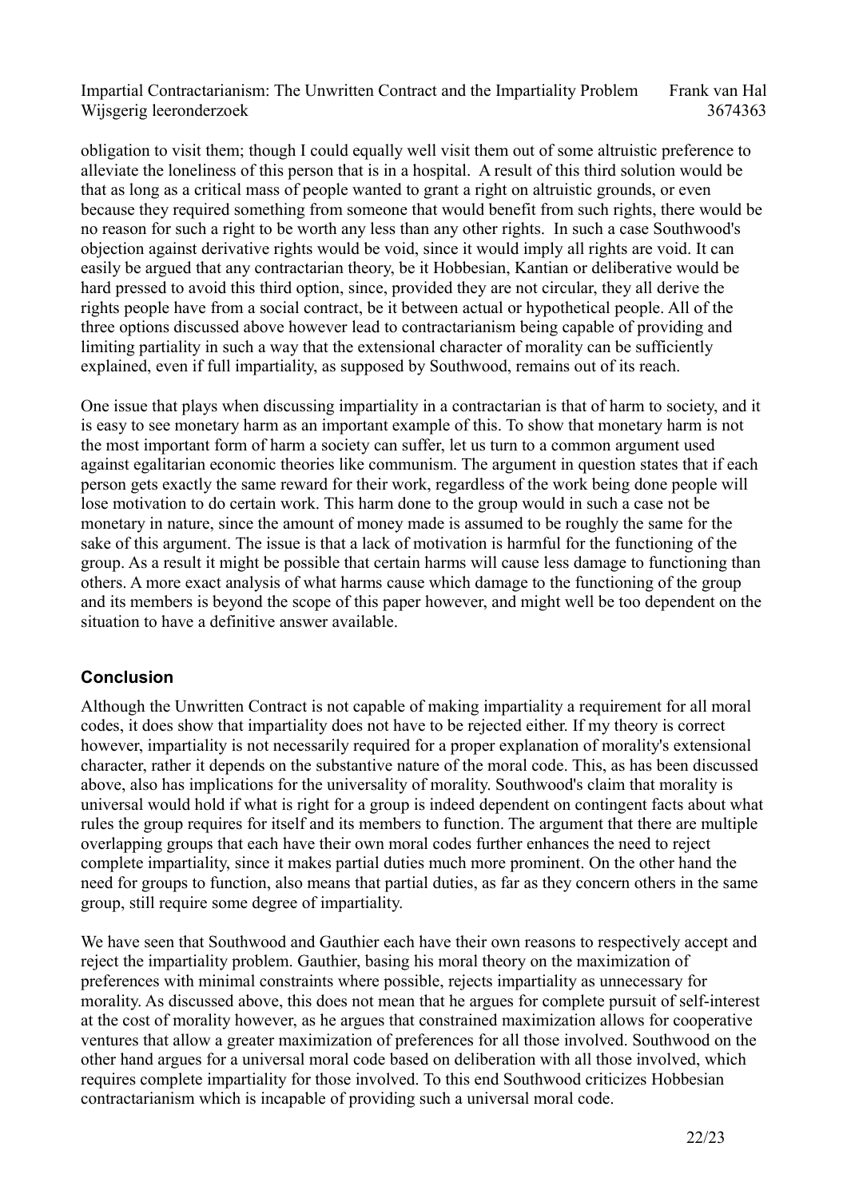obligation to visit them; though I could equally well visit them out of some altruistic preference to alleviate the loneliness of this person that is in a hospital. A result of this third solution would be that as long as a critical mass of people wanted to grant a right on altruistic grounds, or even because they required something from someone that would benefit from such rights, there would be no reason for such a right to be worth any less than any other rights. In such a case Southwood's objection against derivative rights would be void, since it would imply all rights are void. It can easily be argued that any contractarian theory, be it Hobbesian, Kantian or deliberative would be hard pressed to avoid this third option, since, provided they are not circular, they all derive the rights people have from a social contract, be it between actual or hypothetical people. All of the three options discussed above however lead to contractarianism being capable of providing and limiting partiality in such a way that the extensional character of morality can be sufficiently explained, even if full impartiality, as supposed by Southwood, remains out of its reach.

One issue that plays when discussing impartiality in a contractarian is that of harm to society, and it is easy to see monetary harm as an important example of this. To show that monetary harm is not the most important form of harm a society can suffer, let us turn to a common argument used against egalitarian economic theories like communism. The argument in question states that if each person gets exactly the same reward for their work, regardless of the work being done people will lose motivation to do certain work. This harm done to the group would in such a case not be monetary in nature, since the amount of money made is assumed to be roughly the same for the sake of this argument. The issue is that a lack of motivation is harmful for the functioning of the group. As a result it might be possible that certain harms will cause less damage to functioning than others. A more exact analysis of what harms cause which damage to the functioning of the group and its members is beyond the scope of this paper however, and might well be too dependent on the situation to have a definitive answer available.

## Conclusion

Although the Unwritten Contract is not capable of making impartiality a requirement for all moral codes, it does show that impartiality does not have to be rejected either. If my theory is correct however, impartiality is not necessarily required for a proper explanation of morality's extensional character, rather it depends on the substantive nature of the moral code. This, as has been discussed above, also has implications for the universality of morality. Southwood's claim that morality is universal would hold if what is right for a group is indeed dependent on contingent facts about what rules the group requires for itself and its members to function. The argument that there are multiple overlapping groups that each have their own moral codes further enhances the need to reject complete impartiality, since it makes partial duties much more prominent. On the other hand the need for groups to function, also means that partial duties, as far as they concern others in the same group, still require some degree of impartiality.

We have seen that Southwood and Gauthier each have their own reasons to respectively accept and reject the impartiality problem. Gauthier, basing his moral theory on the maximization of preferences with minimal constraints where possible, rejects impartiality as unnecessary for morality. As discussed above, this does not mean that he argues for complete pursuit of self-interest at the cost of morality however, as he argues that constrained maximization allows for cooperative ventures that allow a greater maximization of preferences for all those involved. Southwood on the other hand argues for a universal moral code based on deliberation with all those involved, which requires complete impartiality for those involved. To this end Southwood criticizes Hobbesian contractarianism which is incapable of providing such a universal moral code.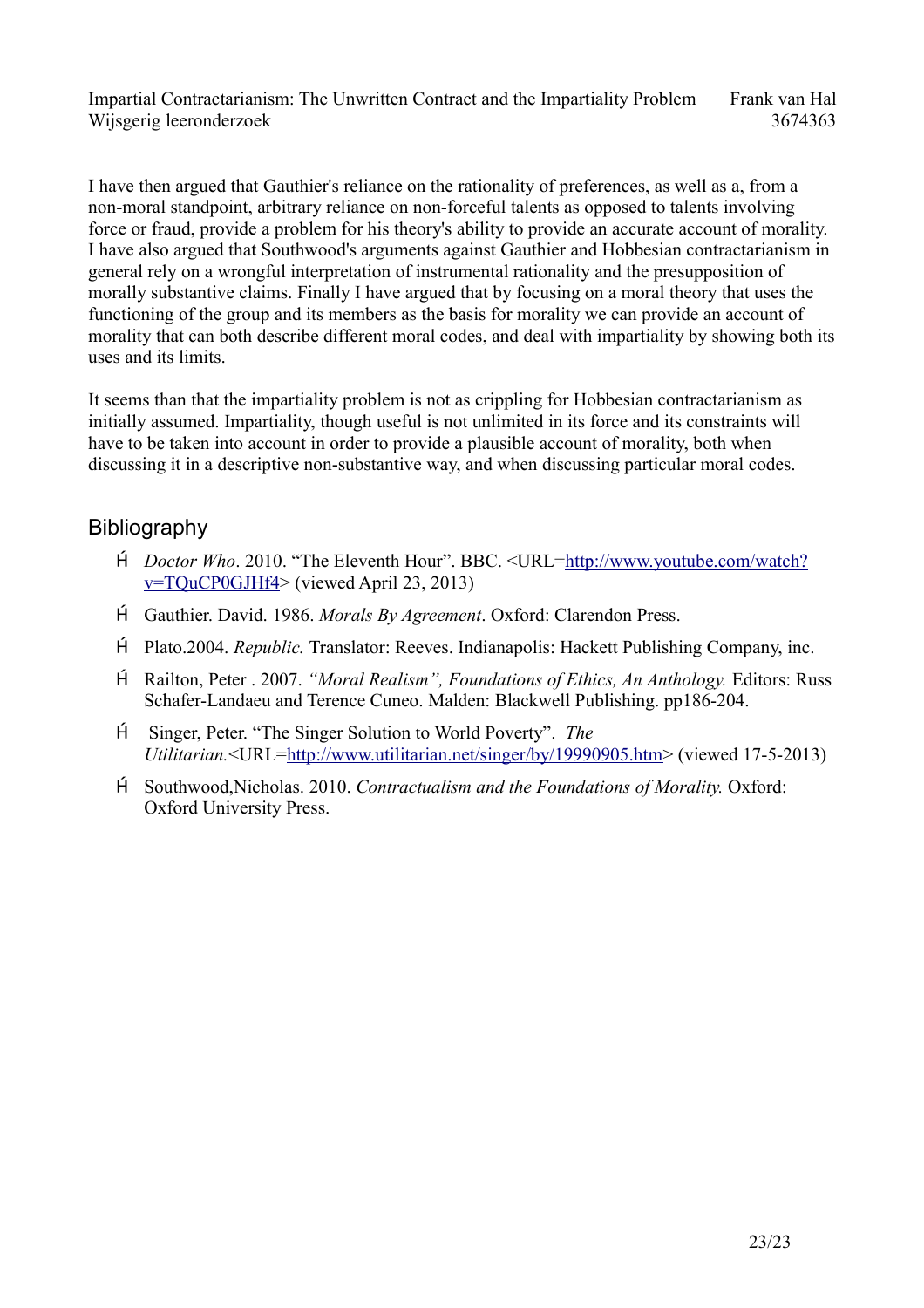I have then argued that Gauthier's reliance on the rationality of preferences, as well as a, from a non-moral standpoint, arbitrary reliance on non-forceful talents as opposed to talents involving force or fraud, provide a problem for his theory's ability to provide an accurate account of morality. I have also argued that Southwood's arguments against Gauthier and Hobbesian contractarianism in general rely on a wrongful interpretation of instrumental rationality and the presupposition of morally substantive claims. Finally I have argued that by focusing on a moral theory that uses the functioning of the group and its members as the basis for morality we can provide an account of morality that can both describe different moral codes, and deal with impartiality by showing both its uses and its limits.

It seems than that the impartiality problem is not as crippling for Hobbesian contractarianism as initially assumed. Impartiality, though useful is not unlimited in its force and its constraints will have to be taken into account in order to provide a plausible account of morality, both when discussing it in a descriptive non-substantive way, and when discussing particular moral codes.

## Bibliography

- *Doctor Who*. 2010. "The Eleventh Hour". BBC. <URL=http://www.youtube.com/watch?v=TQuCP0GJHf4> (viewed April 23, 2013)
- Gauthier. David. 1986. *Morals By Agreement*. Oxford: Clarendon Press.
- Plato.2004. *Republic.* Translator: Reeves. Indianapolis: Hackett Publishing Company, inc.
- Railton, Peter . 2007. *"Moral Realism", Foundations of Ethics, An Anthology.* Editors: Russ Schafer-Landaeu and Terence Cuneo. Malden: Blackwell Publishing. pp186-204.
- Singer, Peter. "The Singer Solution to World Poverty". *The Utilitarian.*<URL=http://www.utilitarian.net/singer/by/19990905.htm> (viewed 17-5-2013)
- Southwood,Nicholas. 2010. *Contractualism and the Foundations of Morality.* Oxford: Oxford University Press.